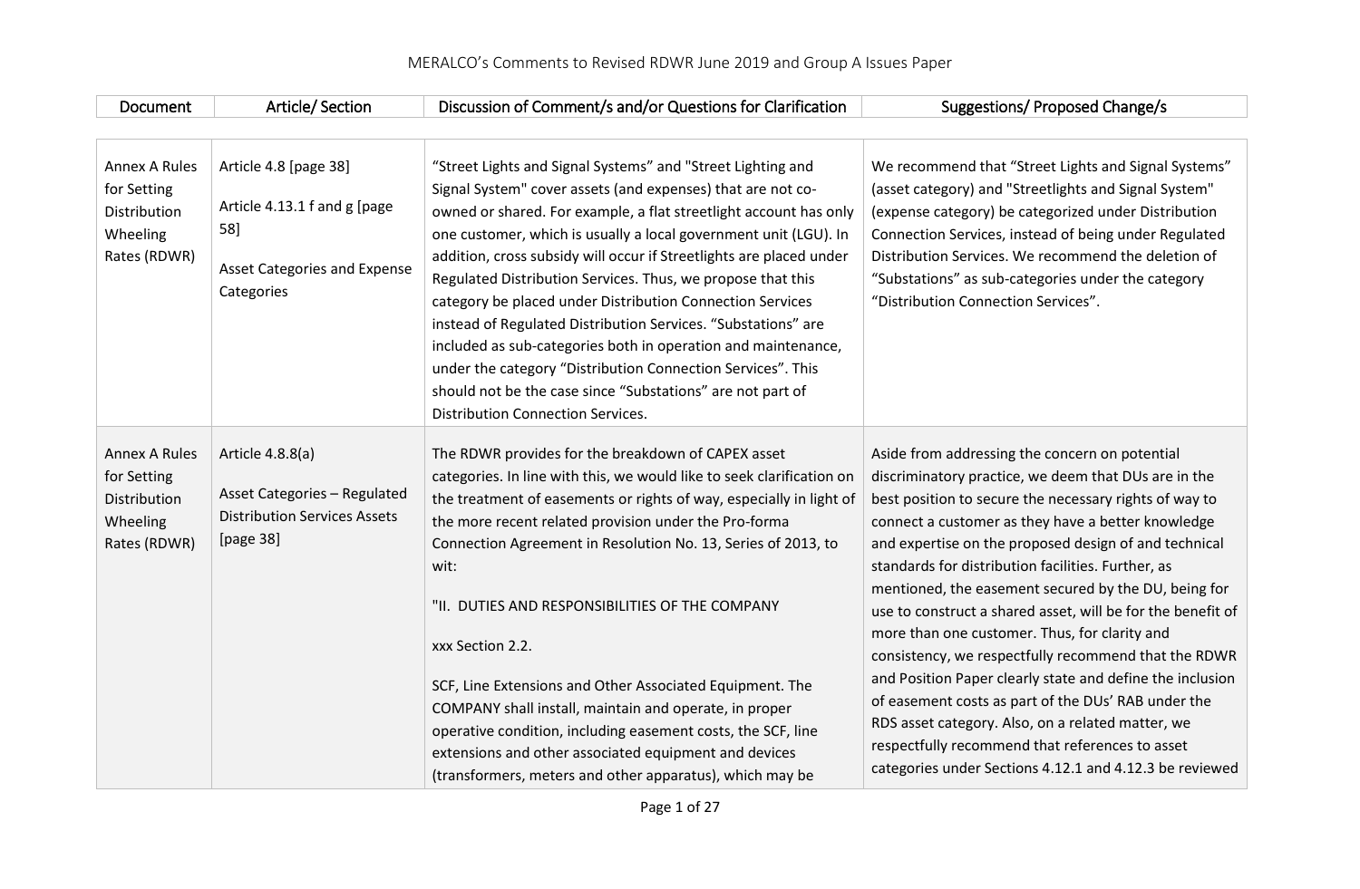MERALCO's Comments to Revised RDWR June 2019 and Group A Issues Paper

| Document | Article/ Section | Discussion of Comment/s and/or Questions for Clarification | Suggestions/ Proposed Change/s |
|---|---|---|---|
| Annex A Rules for Setting Distribution Wheeling Rates (RDWR) | Article 4.8 [page 38]<br><br>Article 4.13.1 f and g [page 58]<br><br>Asset Categories and Expense Categories | "Street Lights and Signal Systems" and "Street Lighting and Signal System" cover assets (and expenses) that are not co-owned or shared. For example, a flat streetlight account has only one customer, which is usually a local government unit (LGU). In addition, cross subsidy will occur if Streetlights are placed under Regulated Distribution Services. Thus, we propose that this category be placed under Distribution Connection Services instead of Regulated Distribution Services. "Substations" are included as sub-categories both in operation and maintenance, under the category "Distribution Connection Services". This should not be the case since "Substations" are not part of Distribution Connection Services. | We recommend that "Street Lights and Signal Systems" (asset category) and "Streetlights and Signal System" (expense category) be categorized under Distribution Connection Services, instead of being under Regulated Distribution Services. We recommend the deletion of "Substations" as sub-categories under the category "Distribution Connection Services". |
| Annex A Rules for Setting Distribution Wheeling Rates (RDWR) | Article 4.8.8(a)<br><br>Asset Categories – Regulated Distribution Services Assets [page 38] | The RDWR provides for the breakdown of CAPEX asset categories. In line with this, we would like to seek clarification on the treatment of easements or rights of way, especially in light of the more recent related provision under the Pro-forma Connection Agreement in Resolution No. 13, Series of 2013, to wit:<br><br>"II. DUTIES AND RESPONSIBILITIES OF THE COMPANY<br><br>xxx Section 2.2.<br><br>SCF, Line Extensions and Other Associated Equipment. The COMPANY shall install, maintain and operate, in proper operative condition, including easement costs, the SCF, line extensions and other associated equipment and devices (transformers, meters and other apparatus), which may be | Aside from addressing the concern on potential discriminatory practice, we deem that DUs are in the best position to secure the necessary rights of way to connect a customer as they have a better knowledge and expertise on the proposed design of and technical standards for distribution facilities. Further, as mentioned, the easement secured by the DU, being for use to construct a shared asset, will be for the benefit of more than one customer. Thus, for clarity and consistency, we respectfully recommend that the RDWR and Position Paper clearly state and define the inclusion of easement costs as part of the DUs' RAB under the RDS asset category. Also, on a related matter, we respectfully recommend that references to asset categories under Sections 4.12.1 and 4.12.3 be reviewed |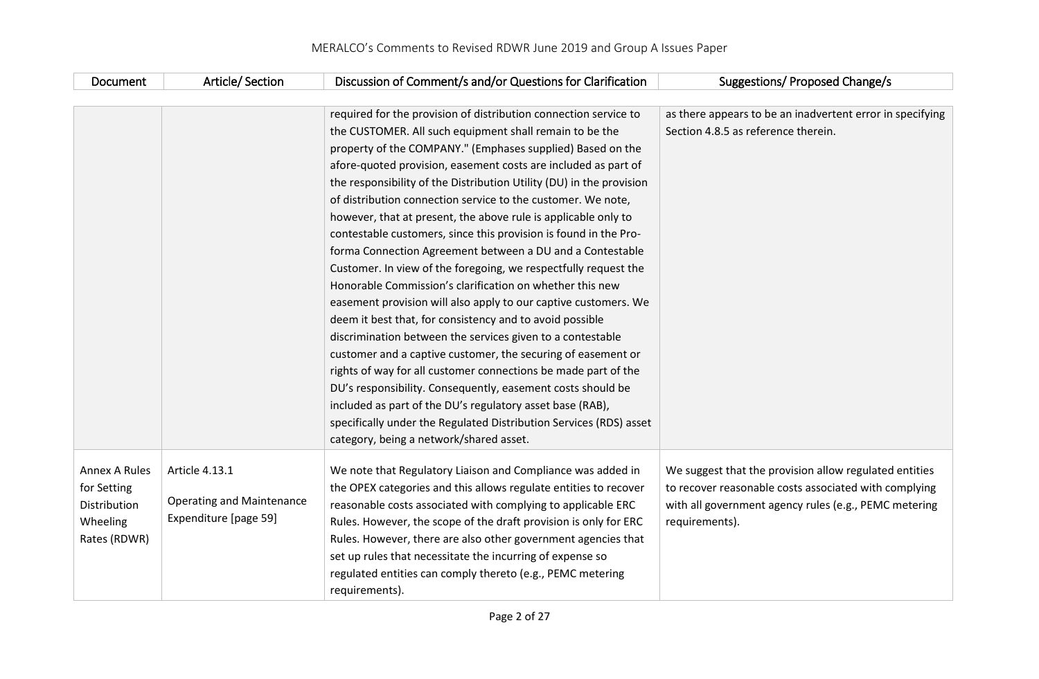| Document | Article/ Section | Discussion of Comment/s and/or Questions for Clarification | Suggestions/ Proposed Change/s |
|---|---|---|---|
| | | required for the provision of distribution connection service to the CUSTOMER. All such equipment shall remain to be the property of the COMPANY." (Emphases supplied) Based on the afore-quoted provision, easement costs are included as part of the responsibility of the Distribution Utility (DU) in the provision of distribution connection service to the customer. We note, however, that at present, the above rule is applicable only to contestable customers, since this provision is found in the Pro-forma Connection Agreement between a DU and a Contestable Customer. In view of the foregoing, we respectfully request the Honorable Commission's clarification on whether this new easement provision will also apply to our captive customers. We deem it best that, for consistency and to avoid possible discrimination between the services given to a contestable customer and a captive customer, the securing of easement or rights of way for all customer connections be made part of the DU's responsibility. Consequently, easement costs should be included as part of the DU's regulatory asset base (RAB), specifically under the Regulated Distribution Services (RDS) asset category, being a network/shared asset. | as there appears to be an inadvertent error in specifying Section 4.8.5 as reference therein. |
| Annex A Rules for Setting Distribution Wheeling Rates (RDWR) | Article 4.13.1<br><br>Operating and Maintenance Expenditure [page 59] | We note that Regulatory Liaison and Compliance was added in the OPEX categories and this allows regulate entities to recover reasonable costs associated with complying to applicable ERC Rules. However, the scope of the draft provision is only for ERC Rules. However, there are also other government agencies that set up rules that necessitate the incurring of expense so regulated entities can comply thereto (e.g., PEMC metering requirements). | We suggest that the provision allow regulated entities to recover reasonable costs associated with complying with all government agency rules (e.g., PEMC metering requirements). |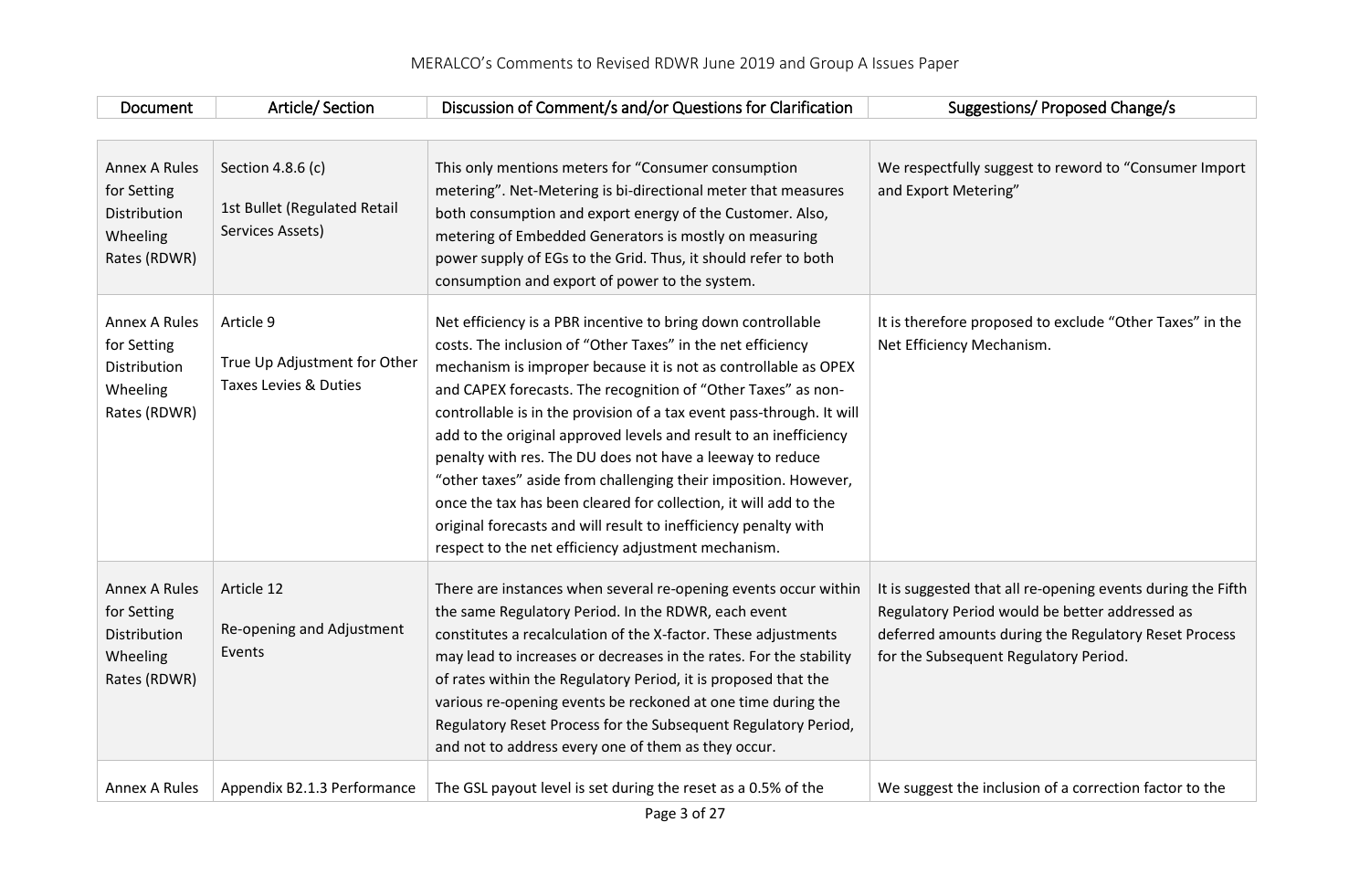| Document | Article/ Section | Discussion of Comment/s and/or Questions for Clarification | Suggestions/ Proposed Change/s |
|---|---|---|---|
| Annex A Rules for Setting Distribution Wheeling Rates (RDWR) | Section 4.8.6 (c)<br><br>1st Bullet (Regulated Retail Services Assets) | This only mentions meters for "Consumer consumption metering". Net-Metering is bi-directional meter that measures both consumption and export energy of the Customer. Also, metering of Embedded Generators is mostly on measuring power supply of EGs to the Grid. Thus, it should refer to both consumption and export of power to the system. | We respectfully suggest to reword to "Consumer Import and Export Metering" |
| Annex A Rules for Setting Distribution Wheeling Rates (RDWR) | Article 9<br><br>True Up Adjustment for Other Taxes Levies & Duties | Net efficiency is a PBR incentive to bring down controllable costs. The inclusion of "Other Taxes" in the net efficiency mechanism is improper because it is not as controllable as OPEX and CAPEX forecasts. The recognition of "Other Taxes" as non-controllable is in the provision of a tax event pass-through. It will add to the original approved levels and result to an inefficiency penalty with res. The DU does not have a leeway to reduce "other taxes" aside from challenging their imposition. However, once the tax has been cleared for collection, it will add to the original forecasts and will result to inefficiency penalty with respect to the net efficiency adjustment mechanism. | It is therefore proposed to exclude "Other Taxes" in the Net Efficiency Mechanism. |
| Annex A Rules for Setting Distribution Wheeling Rates (RDWR) | Article 12<br><br>Re-opening and Adjustment Events | There are instances when several re-opening events occur within the same Regulatory Period. In the RDWR, each event constitutes a recalculation of the X-factor. These adjustments may lead to increases or decreases in the rates. For the stability of rates within the Regulatory Period, it is proposed that the various re-opening events be reckoned at one time during the Regulatory Reset Process for the Subsequent Regulatory Period, and not to address every one of them as they occur. | It is suggested that all re-opening events during the Fifth Regulatory Period would be better addressed as deferred amounts during the Regulatory Reset Process for the Subsequent Regulatory Period. |
| Annex A Rules | Appendix B2.1.3 Performance | The GSL payout level is set during the reset as a 0.5% of the | We suggest the inclusion of a correction factor to the |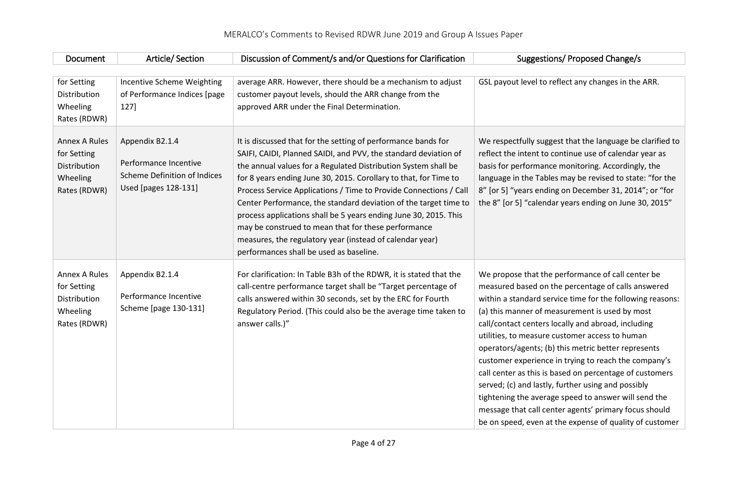| Document | Article/ Section | Discussion of Comment/s and/or Questions for Clarification | Suggestions/ Proposed Change/s |
|---|---|---|---|
| for Setting Distribution Wheeling Rates (RDWR) | Incentive Scheme Weighting of Performance Indices [page 127] | average ARR. However, there should be a mechanism to adjust customer payout levels, should the ARR change from the approved ARR under the Final Determination. | GSL payout level to reflect any changes in the ARR. |
| Annex A Rules for Setting Distribution Wheeling Rates (RDWR) | Appendix B2.1.4<br><br>Performance Incentive Scheme Definition of Indices Used [pages 128-131] | It is discussed that for the setting of performance bands for SAIFI, CAIDI, Planned SAIDI, and PVV, the standard deviation of the annual values for a Regulated Distribution System shall be for 8 years ending June 30, 2015. Corollary to that, for Time to Process Service Applications / Time to Provide Connections / Call Center Performance, the standard deviation of the target time to process applications shall be 5 years ending June 30, 2015. This may be construed to mean that for these performance measures, the regulatory year (instead of calendar year) performances shall be used as baseline. | We respectfully suggest that the language be clarified to reflect the intent to continue use of calendar year as basis for performance monitoring. Accordingly, the language in the Tables may be revised to state: "for the 8" [or 5] "years ending on December 31, 2014"; or "for the 8" [or 5] "calendar years ending on June 30, 2015" |
| Annex A Rules for Setting Distribution Wheeling Rates (RDWR) | Appendix B2.1.4<br><br>Performance Incentive Scheme [page 130-131] | For clarification: In Table B3h of the RDWR, it is stated that the call-centre performance target shall be "Target percentage of calls answered within 30 seconds, set by the ERC for Fourth Regulatory Period. (This could also be the average time taken to answer calls.)" | We propose that the performance of call center be measured based on the percentage of calls answered within a standard service time for the following reasons: (a) this manner of measurement is used by most call/contact centers locally and abroad, including utilities, to measure customer access to human operators/agents; (b) this metric better represents customer experience in trying to reach the company's call center as this is based on percentage of customers served; (c) and lastly, further using and possibly tightening the average speed to answer will send the message that call center agents' primary focus should be on speed, even at the expense of quality of customer |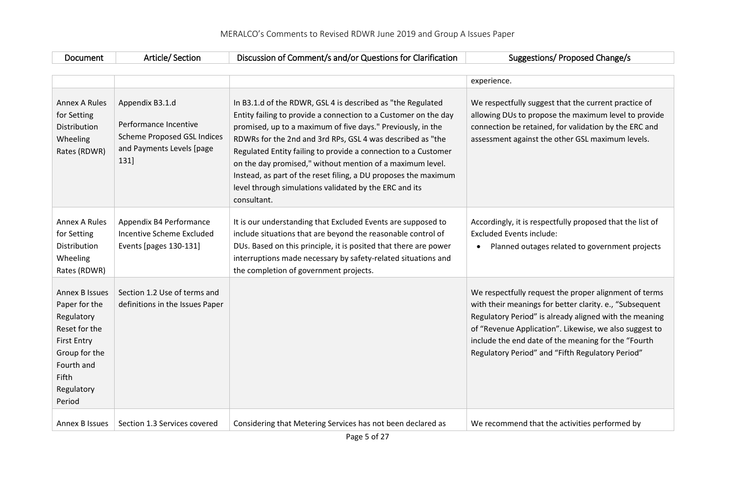| Document | Article/ Section | Discussion of Comment/s and/or Questions for Clarification | Suggestions/ Proposed Change/s |
|---|---|---|---|
| | | | experience. |
| Annex A Rules for Setting Distribution Wheeling Rates (RDWR) | Appendix B3.1.d<br><br>Performance Incentive Scheme Proposed GSL Indices and Payments Levels [page 131] | In B3.1.d of the RDWR, GSL 4 is described as "the Regulated Entity failing to provide a connection to a Customer on the day promised, up to a maximum of five days." Previously, in the RDWRs for the 2nd and 3rd RPs, GSL 4 was described as "the Regulated Entity failing to provide a connection to a Customer on the day promised," without mention of a maximum level. Instead, as part of the reset filing, a DU proposes the maximum level through simulations validated by the ERC and its consultant. | We respectfully suggest that the current practice of allowing DUs to propose the maximum level to provide connection be retained, for validation by the ERC and assessment against the other GSL maximum levels. |
| Annex A Rules for Setting Distribution Wheeling Rates (RDWR) | Appendix B4 Performance Incentive Scheme Excluded Events [pages 130-131] | It is our understanding that Excluded Events are supposed to include situations that are beyond the reasonable control of DUs. Based on this principle, it is posited that there are power interruptions made necessary by safety-related situations and the completion of government projects. | Accordingly, it is respectfully proposed that the list of Excluded Events include:<br>• Planned outages related to government projects |
| Annex B Issues Paper for the Regulatory Reset for the First Entry Group for the Fourth and Fifth Regulatory Period | Section 1.2 Use of terms and definitions in the Issues Paper | | We respectfully request the proper alignment of terms with their meanings for better clarity. e., "Subsequent Regulatory Period" is already aligned with the meaning of "Revenue Application". Likewise, we also suggest to include the end date of the meaning for the "Fourth Regulatory Period" and "Fifth Regulatory Period" |
| Annex B Issues | Section 1.3 Services covered | Considering that Metering Services has not been declared as | We recommend that the activities performed by |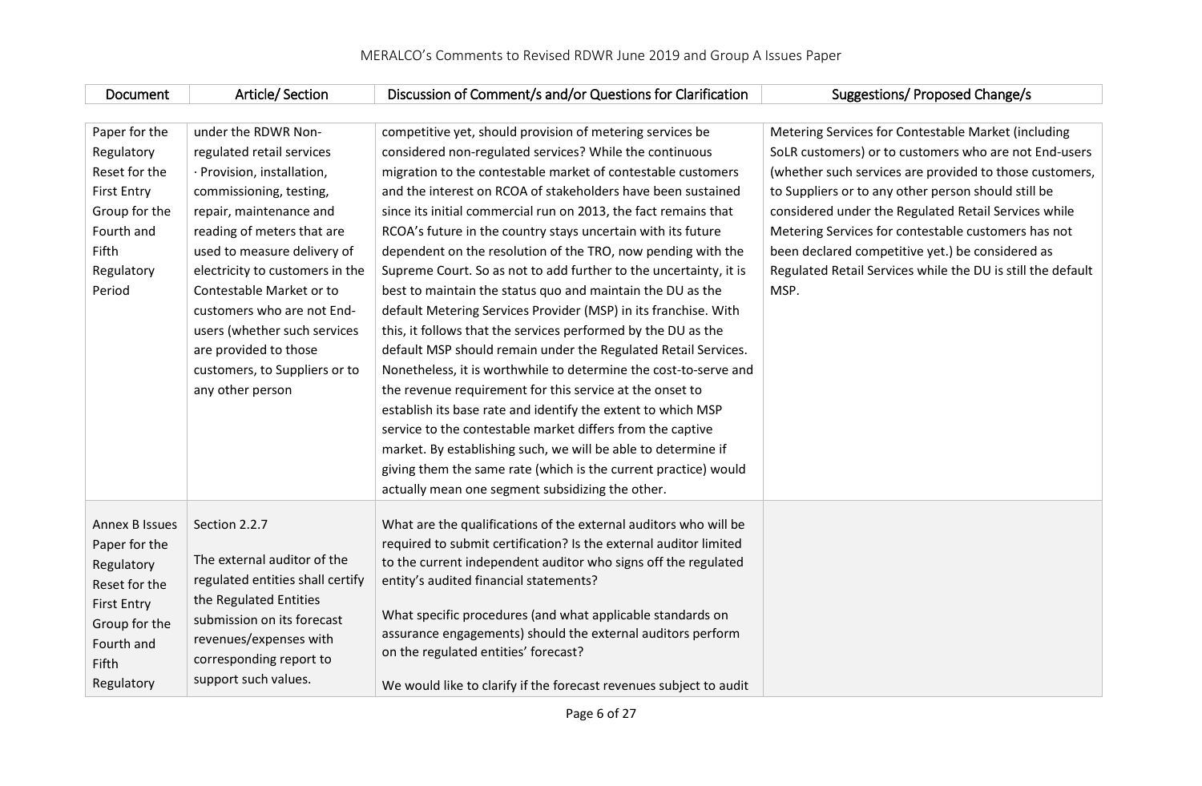| Document | Article/ Section | Discussion of Comment/s and/or Questions for Clarification | Suggestions/ Proposed Change/s |
|---|---|---|---|
| Paper for the Regulatory Reset for the First Entry Group for the Fourth and Fifth Regulatory Period | under the RDWR Non-regulated retail services · Provision, installation, commissioning, testing, repair, maintenance and reading of meters that are used to measure delivery of electricity to customers in the Contestable Market or to customers who are not End-users (whether such services are provided to those customers, to Suppliers or to any other person | competitive yet, should provision of metering services be considered non-regulated services? While the continuous migration to the contestable market of contestable customers and the interest on RCOA of stakeholders have been sustained since its initial commercial run on 2013, the fact remains that RCOA's future in the country stays uncertain with its future dependent on the resolution of the TRO, now pending with the Supreme Court. So as not to add further to the uncertainty, it is best to maintain the status quo and maintain the DU as the default Metering Services Provider (MSP) in its franchise. With this, it follows that the services performed by the DU as the default MSP should remain under the Regulated Retail Services. Nonetheless, it is worthwhile to determine the cost-to-serve and the revenue requirement for this service at the onset to establish its base rate and identify the extent to which MSP service to the contestable market differs from the captive market. By establishing such, we will be able to determine if giving them the same rate (which is the current practice) would actually mean one segment subsidizing the other. | Metering Services for Contestable Market (including SoLR customers) or to customers who are not End-users (whether such services are provided to those customers, to Suppliers or to any other person should still be considered under the Regulated Retail Services while Metering Services for contestable customers has not been declared competitive yet.) be considered as Regulated Retail Services while the DU is still the default MSP. |
| Annex B Issues Paper for the Regulatory Reset for the First Entry Group for the Fourth and Fifth Regulatory | Section 2.2.7<br><br>The external auditor of the regulated entities shall certify the Regulated Entities submission on its forecast revenues/expenses with corresponding report to support such values. | What are the qualifications of the external auditors who will be required to submit certification? Is the external auditor limited to the current independent auditor who signs off the regulated entity's audited financial statements?<br><br>What specific procedures (and what applicable standards on assurance engagements) should the external auditors perform on the regulated entities' forecast?<br><br>We would like to clarify if the forecast revenues subject to audit | |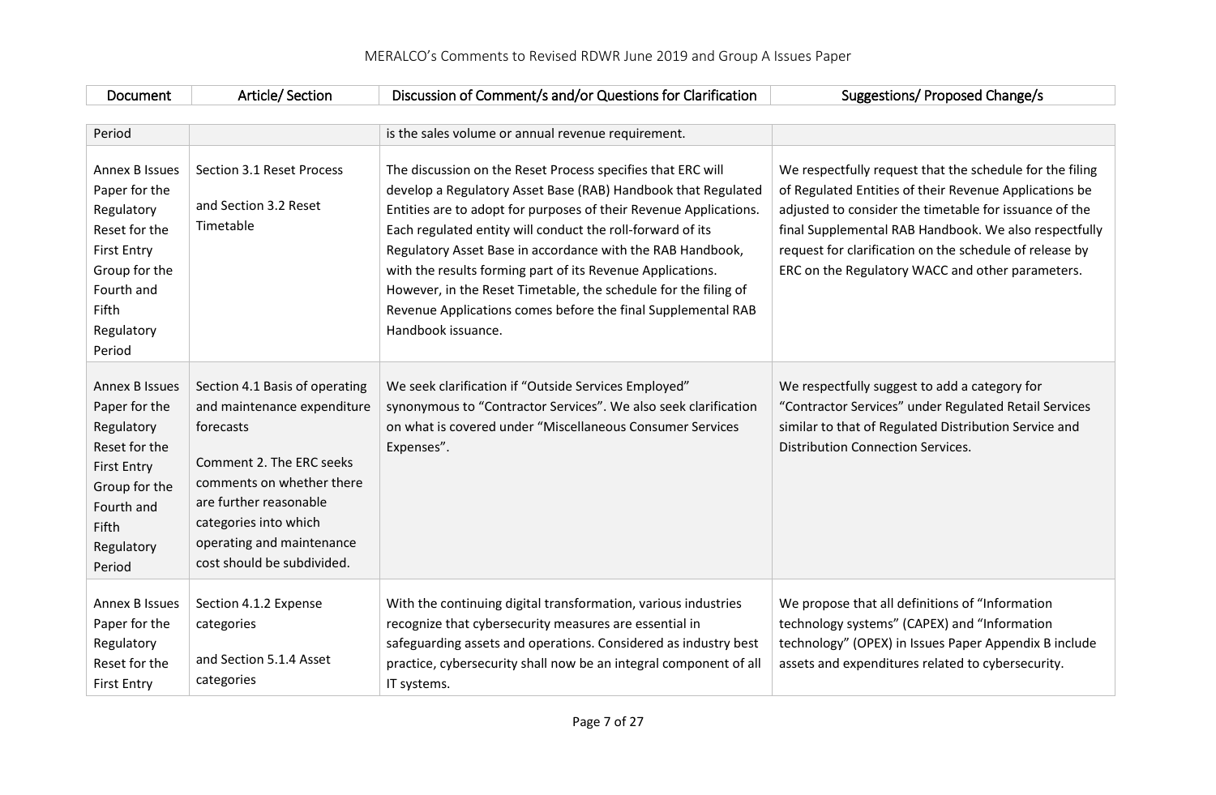| Document | Article/ Section | Discussion of Comment/s and/or Questions for Clarification | Suggestions/ Proposed Change/s |
|---|---|---|---|
| Period | | is the sales volume or annual revenue requirement. | |
| Annex B Issues Paper for the Regulatory Reset for the First Entry Group for the Fourth and Fifth Regulatory Period | Section 3.1 Reset Process<br><br>and Section 3.2 Reset Timetable | The discussion on the Reset Process specifies that ERC will develop a Regulatory Asset Base (RAB) Handbook that Regulated Entities are to adopt for purposes of their Revenue Applications. Each regulated entity will conduct the roll-forward of its Regulatory Asset Base in accordance with the RAB Handbook, with the results forming part of its Revenue Applications. However, in the Reset Timetable, the schedule for the filing of Revenue Applications comes before the final Supplemental RAB Handbook issuance. | We respectfully request that the schedule for the filing of Regulated Entities of their Revenue Applications be adjusted to consider the timetable for issuance of the final Supplemental RAB Handbook. We also respectfully request for clarification on the schedule of release by ERC on the Regulatory WACC and other parameters. |
| Annex B Issues Paper for the Regulatory Reset for the First Entry Group for the Fourth and Fifth Regulatory Period | Section 4.1 Basis of operating and maintenance expenditure forecasts<br><br>Comment 2. The ERC seeks comments on whether there are further reasonable categories into which operating and maintenance cost should be subdivided. | We seek clarification if "Outside Services Employed" synonymous to "Contractor Services". We also seek clarification on what is covered under "Miscellaneous Consumer Services Expenses". | We respectfully suggest to add a category for "Contractor Services" under Regulated Retail Services similar to that of Regulated Distribution Service and Distribution Connection Services. |
| Annex B Issues Paper for the Regulatory Reset for the First Entry | Section 4.1.2 Expense categories<br><br>and Section 5.1.4 Asset categories | With the continuing digital transformation, various industries recognize that cybersecurity measures are essential in safeguarding assets and operations. Considered as industry best practice, cybersecurity shall now be an integral component of all IT systems. | We propose that all definitions of "Information technology systems" (CAPEX) and "Information technology" (OPEX) in Issues Paper Appendix B include assets and expenditures related to cybersecurity. |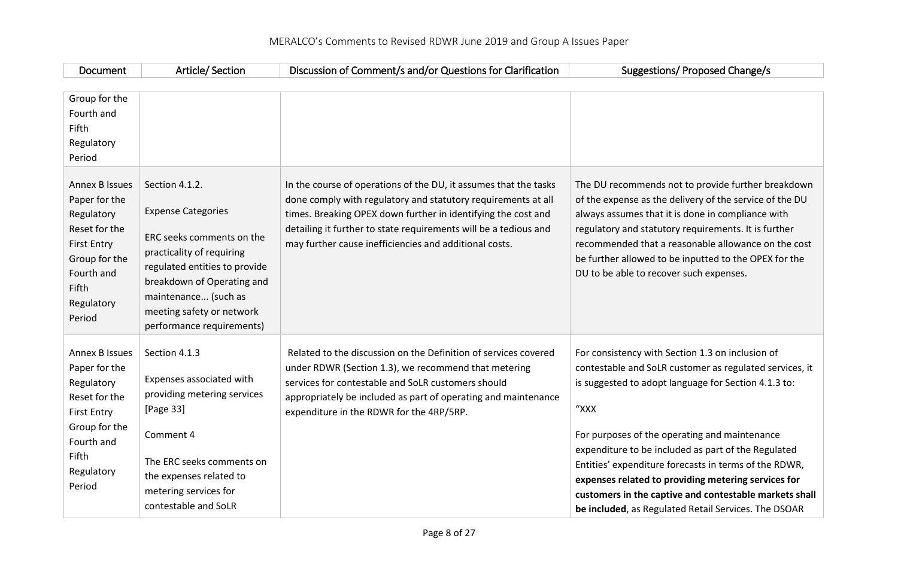| Document | Article/ Section | Discussion of Comment/s and/or Questions for Clarification | Suggestions/ Proposed Change/s |
|---|---|---|---|
| Group for the Fourth and Fifth Regulatory Period | | | |
| Annex B Issues Paper for the Regulatory Reset for the First Entry Group for the Fourth and Fifth Regulatory Period | Section 4.1.2.<br><br>Expense Categories<br><br>ERC seeks comments on the practicality of requiring regulated entities to provide breakdown of Operating and maintenance... (such as meeting safety or network performance requirements) | In the course of operations of the DU, it assumes that the tasks done comply with regulatory and statutory requirements at all times. Breaking OPEX down further in identifying the cost and detailing it further to state requirements will be a tedious and may further cause inefficiencies and additional costs. | The DU recommends not to provide further breakdown of the expense as the delivery of the service of the DU always assumes that it is done in compliance with regulatory and statutory requirements. It is further recommended that a reasonable allowance on the cost be further allowed to be inputted to the OPEX for the DU to be able to recover such expenses. |
| Annex B Issues Paper for the Regulatory Reset for the First Entry Group for the Fourth and Fifth Regulatory Period | Section 4.1.3<br><br>Expenses associated with providing metering services [Page 33]<br><br>Comment 4<br><br>The ERC seeks comments on the expenses related to metering services for contestable and SoLR | Related to the discussion on the Definition of services covered under RDWR (Section 1.3), we recommend that metering services for contestable and SoLR customers should appropriately be included as part of operating and maintenance expenditure in the RDWR for the 4RP/5RP. | For consistency with Section 1.3 on inclusion of contestable and SoLR customer as regulated services, it is suggested to adopt language for Section 4.1.3 to:<br><br>"XXX<br><br>For purposes of the operating and maintenance expenditure to be included as part of the Regulated Entities' expenditure forecasts in terms of the RDWR, **expenses related to providing metering services for customers in the captive and contestable markets shall be included**, as Regulated Retail Services. The DSOAR |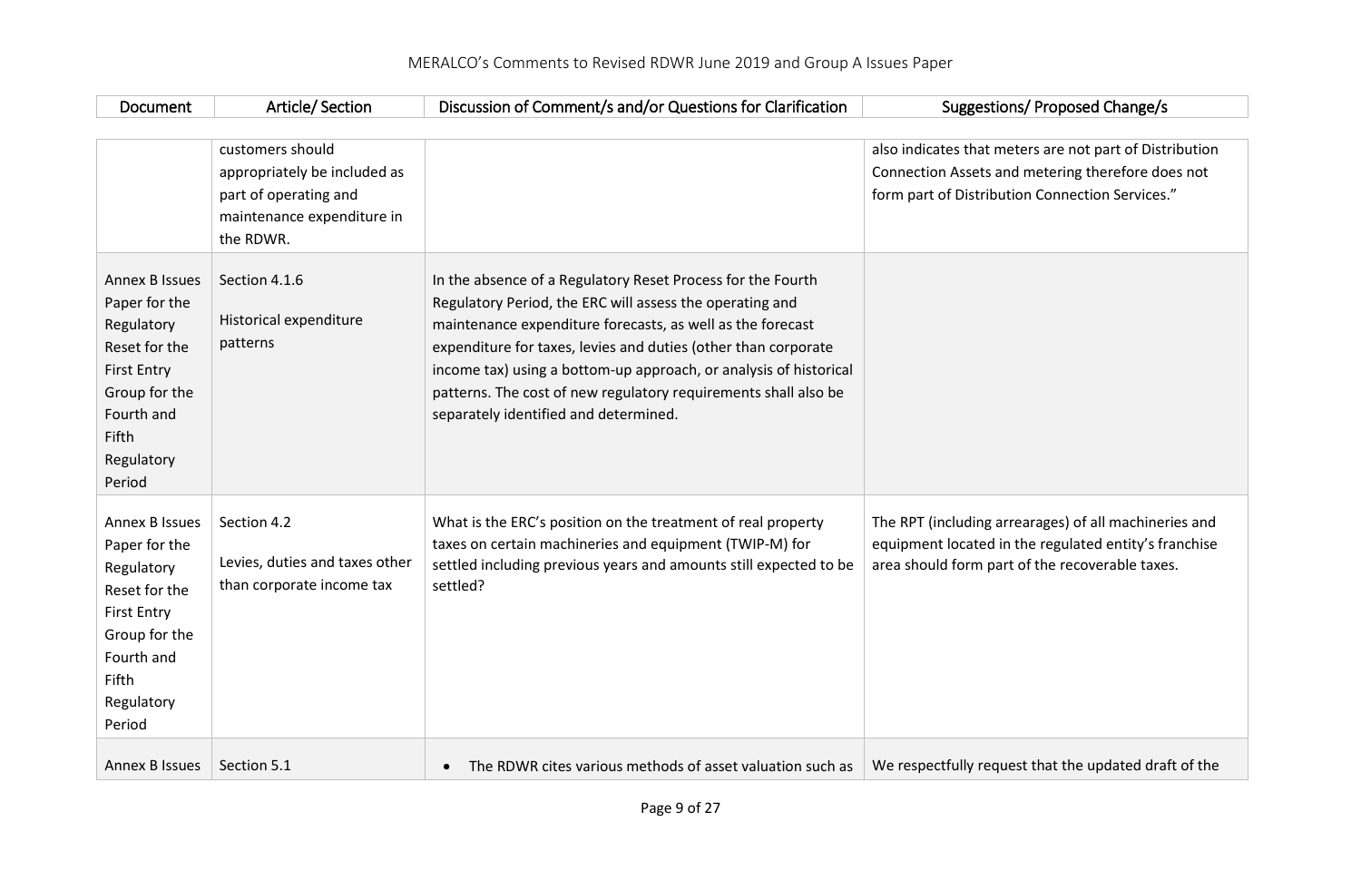| Document | Article/ Section | Discussion of Comment/s and/or Questions for Clarification | Suggestions/ Proposed Change/s |
|---|---|---|---|
| | customers should appropriately be included as part of operating and maintenance expenditure in the RDWR. | | also indicates that meters are not part of Distribution Connection Assets and metering therefore does not form part of Distribution Connection Services." |
| Annex B Issues Paper for the Regulatory Reset for the First Entry Group for the Fourth and Fifth Regulatory Period | Section 4.1.6<br><br>Historical expenditure patterns | In the absence of a Regulatory Reset Process for the Fourth Regulatory Period, the ERC will assess the operating and maintenance expenditure forecasts, as well as the forecast expenditure for taxes, levies and duties (other than corporate income tax) using a bottom-up approach, or analysis of historical patterns. The cost of new regulatory requirements shall also be separately identified and determined. | |
| Annex B Issues Paper for the Regulatory Reset for the First Entry Group for the Fourth and Fifth Regulatory Period | Section 4.2<br><br>Levies, duties and taxes other than corporate income tax | What is the ERC's position on the treatment of real property taxes on certain machineries and equipment (TWIP-M) for settled including previous years and amounts still expected to be settled? | The RPT (including arrearages) of all machineries and equipment located in the regulated entity's franchise area should form part of the recoverable taxes. |
| Annex B Issues | Section 5.1 | • The RDWR cites various methods of asset valuation such as | We respectfully request that the updated draft of the |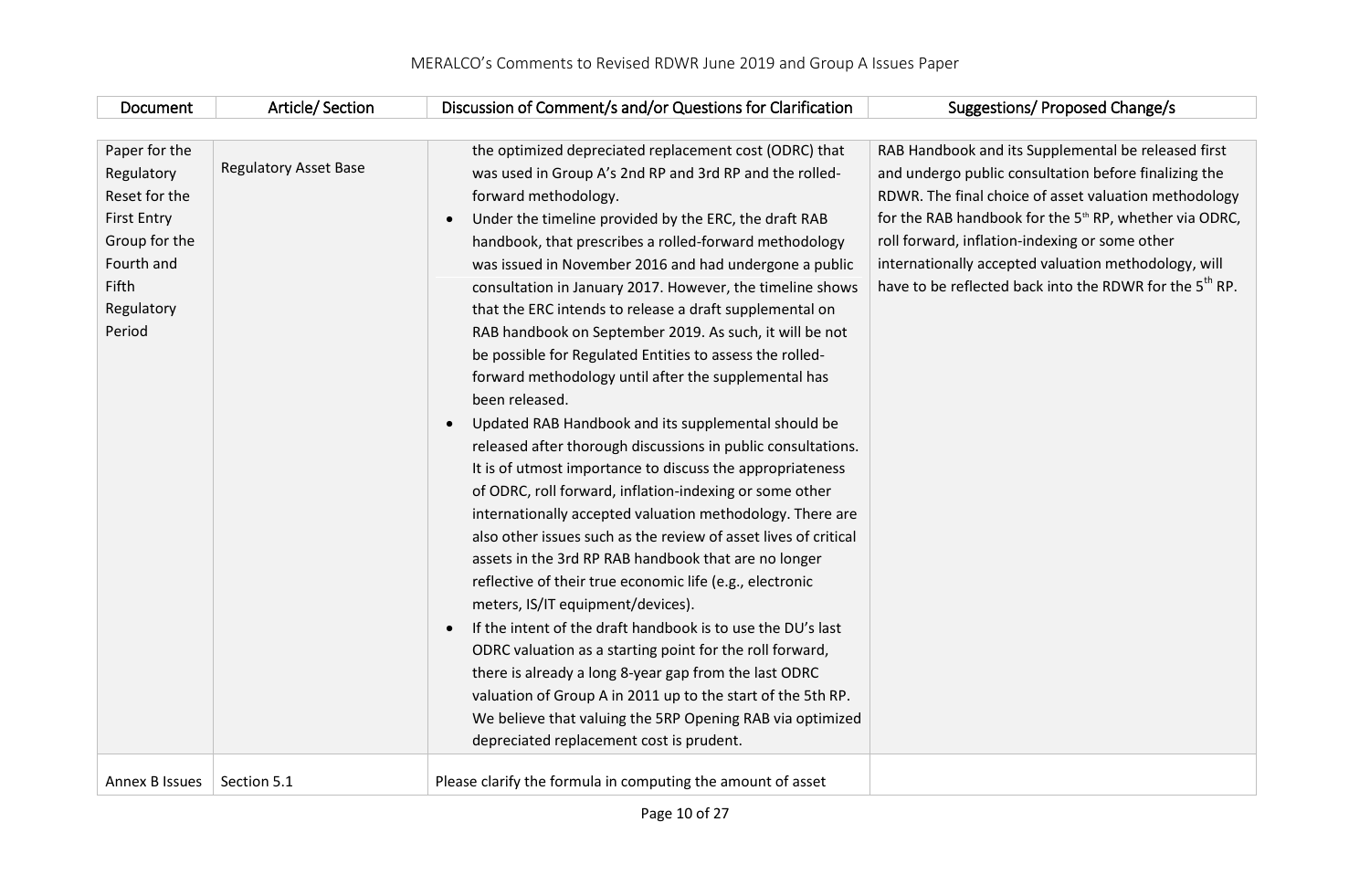| Document | Article/ Section | Discussion of Comment/s and/or Questions for Clarification | Suggestions/ Proposed Change/s |
|---|---|---|---|
| Paper for the Regulatory Reset for the First Entry Group for the Fourth and Fifth Regulatory Period | Regulatory Asset Base | the optimized depreciated replacement cost (ODRC) that was used in Group A's 2nd RP and 3rd RP and the rolled-forward methodology.<br>• Under the timeline provided by the ERC, the draft RAB handbook, that prescribes a rolled-forward methodology was issued in November 2016 and had undergone a public consultation in January 2017. However, the timeline shows that the ERC intends to release a draft supplemental on RAB handbook on September 2019. As such, it will be not be possible for Regulated Entities to assess the rolled-forward methodology until after the supplemental has been released.<br>• Updated RAB Handbook and its supplemental should be released after thorough discussions in public consultations. It is of utmost importance to discuss the appropriateness of ODRC, roll forward, inflation-indexing or some other internationally accepted valuation methodology. There are also other issues such as the review of asset lives of critical assets in the 3rd RP RAB handbook that are no longer reflective of their true economic life (e.g., electronic meters, IS/IT equipment/devices).<br>• If the intent of the draft handbook is to use the DU's last ODRC valuation as a starting point for the roll forward, there is already a long 8-year gap from the last ODRC valuation of Group A in 2011 up to the start of the 5th RP. We believe that valuing the 5RP Opening RAB via optimized depreciated replacement cost is prudent. | RAB Handbook and its Supplemental be released first and undergo public consultation before finalizing the RDWR. The final choice of asset valuation methodology for the RAB handbook for the 5th RP, whether via ODRC, roll forward, inflation-indexing or some other internationally accepted valuation methodology, will have to be reflected back into the RDWR for the 5th RP. |
| Annex B Issues | Section 5.1 | Please clarify the formula in computing the amount of asset | |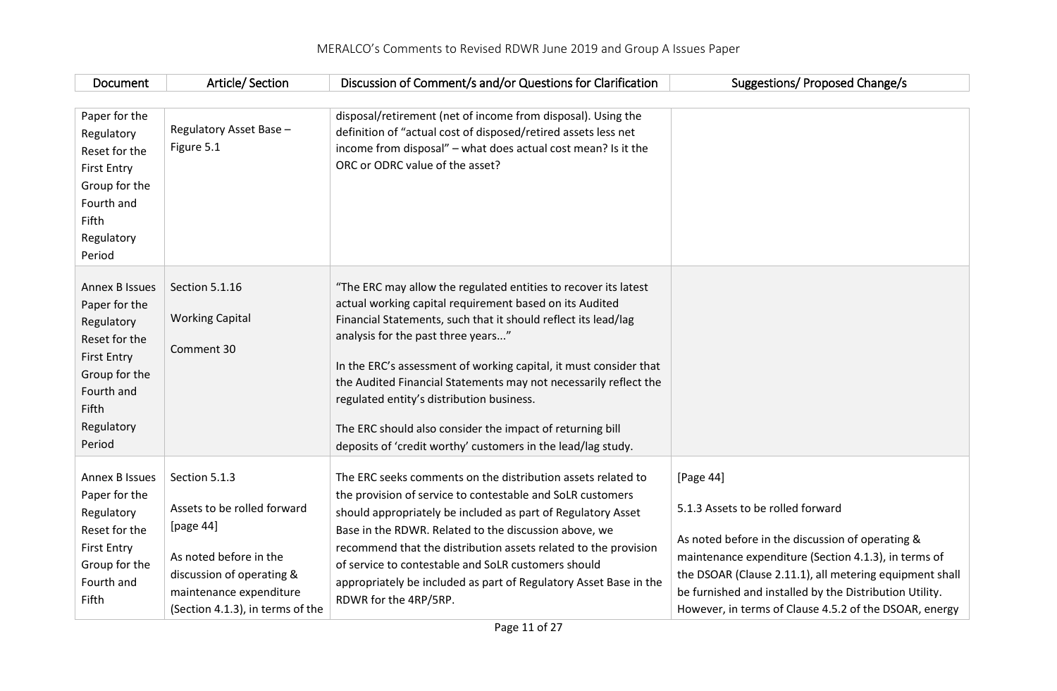| Document | Article/ Section | Discussion of Comment/s and/or Questions for Clarification | Suggestions/ Proposed Change/s |
|---|---|---|---|
| Paper for the Regulatory Reset for the First Entry Group for the Fourth and Fifth Regulatory Period | Regulatory Asset Base – Figure 5.1 | disposal/retirement (net of income from disposal). Using the definition of "actual cost of disposed/retired assets less net income from disposal" – what does actual cost mean? Is it the ORC or ODRC value of the asset? | |
| Annex B Issues Paper for the Regulatory Reset for the First Entry Group for the Fourth and Fifth Regulatory Period | Section 5.1.16<br><br>Working Capital<br><br>Comment 30 | "The ERC may allow the regulated entities to recover its latest actual working capital requirement based on its Audited Financial Statements, such that it should reflect its lead/lag analysis for the past three years..."<br><br>In the ERC's assessment of working capital, it must consider that the Audited Financial Statements may not necessarily reflect the regulated entity's distribution business.<br><br>The ERC should also consider the impact of returning bill deposits of 'credit worthy' customers in the lead/lag study. | |
| Annex B Issues Paper for the Regulatory Reset for the First Entry Group for the Fourth and Fifth | Section 5.1.3<br><br>Assets to be rolled forward [page 44]<br><br>As noted before in the discussion of operating & maintenance expenditure (Section 4.1.3), in terms of the | The ERC seeks comments on the distribution assets related to the provision of service to contestable and SoLR customers should appropriately be included as part of Regulatory Asset Base in the RDWR. Related to the discussion above, we recommend that the distribution assets related to the provision of service to contestable and SoLR customers should appropriately be included as part of Regulatory Asset Base in the RDWR for the 4RP/5RP. | [Page 44]<br><br>5.1.3 Assets to be rolled forward<br><br>As noted before in the discussion of operating & maintenance expenditure (Section 4.1.3), in terms of the DSOAR (Clause 2.11.1), all metering equipment shall be furnished and installed by the Distribution Utility. However, in terms of Clause 4.5.2 of the DSOAR, energy |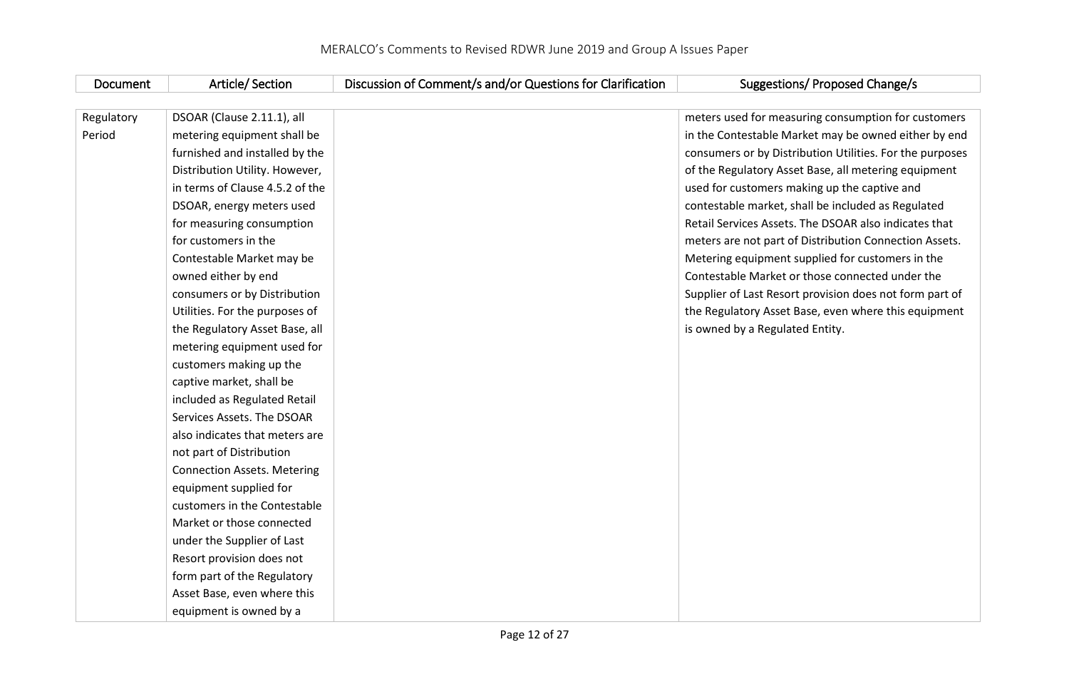| Document | Article/ Section | Discussion of Comment/s and/or Questions for Clarification | Suggestions/ Proposed Change/s |
|---|---|---|---|
| Regulatory Period | DSOAR (Clause 2.11.1), all metering equipment shall be furnished and installed by the Distribution Utility. However, in terms of Clause 4.5.2 of the DSOAR, energy meters used for measuring consumption for customers in the Contestable Market may be owned either by end consumers or by Distribution Utilities. For the purposes of the Regulatory Asset Base, all metering equipment used for customers making up the captive market, shall be included as Regulated Retail Services Assets. The DSOAR also indicates that meters are not part of Distribution Connection Assets. Metering equipment supplied for customers in the Contestable Market or those connected under the Supplier of Last Resort provision does not form part of the Regulatory Asset Base, even where this equipment is owned by a | | meters used for measuring consumption for customers in the Contestable Market may be owned either by end consumers or by Distribution Utilities. For the purposes of the Regulatory Asset Base, all metering equipment used for customers making up the captive and contestable market, shall be included as Regulated Retail Services Assets. The DSOAR also indicates that meters are not part of Distribution Connection Assets. Metering equipment supplied for customers in the Contestable Market or those connected under the Supplier of Last Resort provision does not form part of the Regulatory Asset Base, even where this equipment is owned by a Regulated Entity. |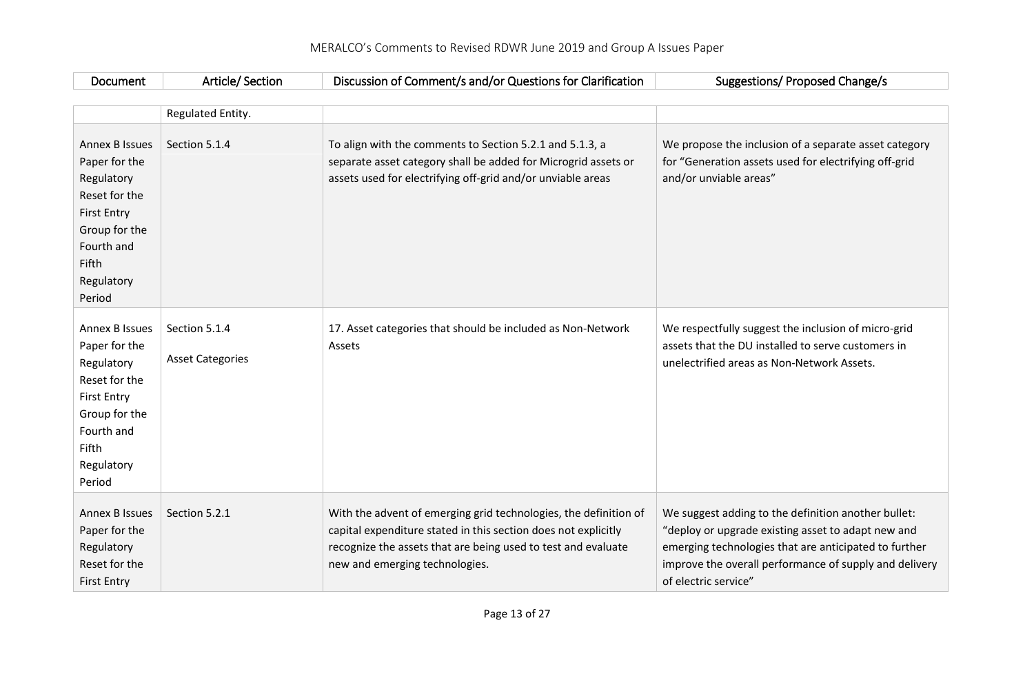| Document | Article/ Section | Discussion of Comment/s and/or Questions for Clarification | Suggestions/ Proposed Change/s |
|---|---|---|---|
| | Regulated Entity. | | |
| Annex B Issues Paper for the Regulatory Reset for the First Entry Group for the Fourth and Fifth Regulatory Period | Section 5.1.4 | To align with the comments to Section 5.2.1 and 5.1.3, a separate asset category shall be added for Microgrid assets or assets used for electrifying off-grid and/or unviable areas | We propose the inclusion of a separate asset category for "Generation assets used for electrifying off-grid and/or unviable areas" |
| Annex B Issues Paper for the Regulatory Reset for the First Entry Group for the Fourth and Fifth Regulatory Period | Section 5.1.4<br><br>Asset Categories | 17. Asset categories that should be included as Non-Network Assets | We respectfully suggest the inclusion of micro-grid assets that the DU installed to serve customers in unelectrified areas as Non-Network Assets. |
| Annex B Issues Paper for the Regulatory Reset for the First Entry | Section 5.2.1 | With the advent of emerging grid technologies, the definition of capital expenditure stated in this section does not explicitly recognize the assets that are being used to test and evaluate new and emerging technologies. | We suggest adding to the definition another bullet: "deploy or upgrade existing asset to adapt new and emerging technologies that are anticipated to further improve the overall performance of supply and delivery of electric service" |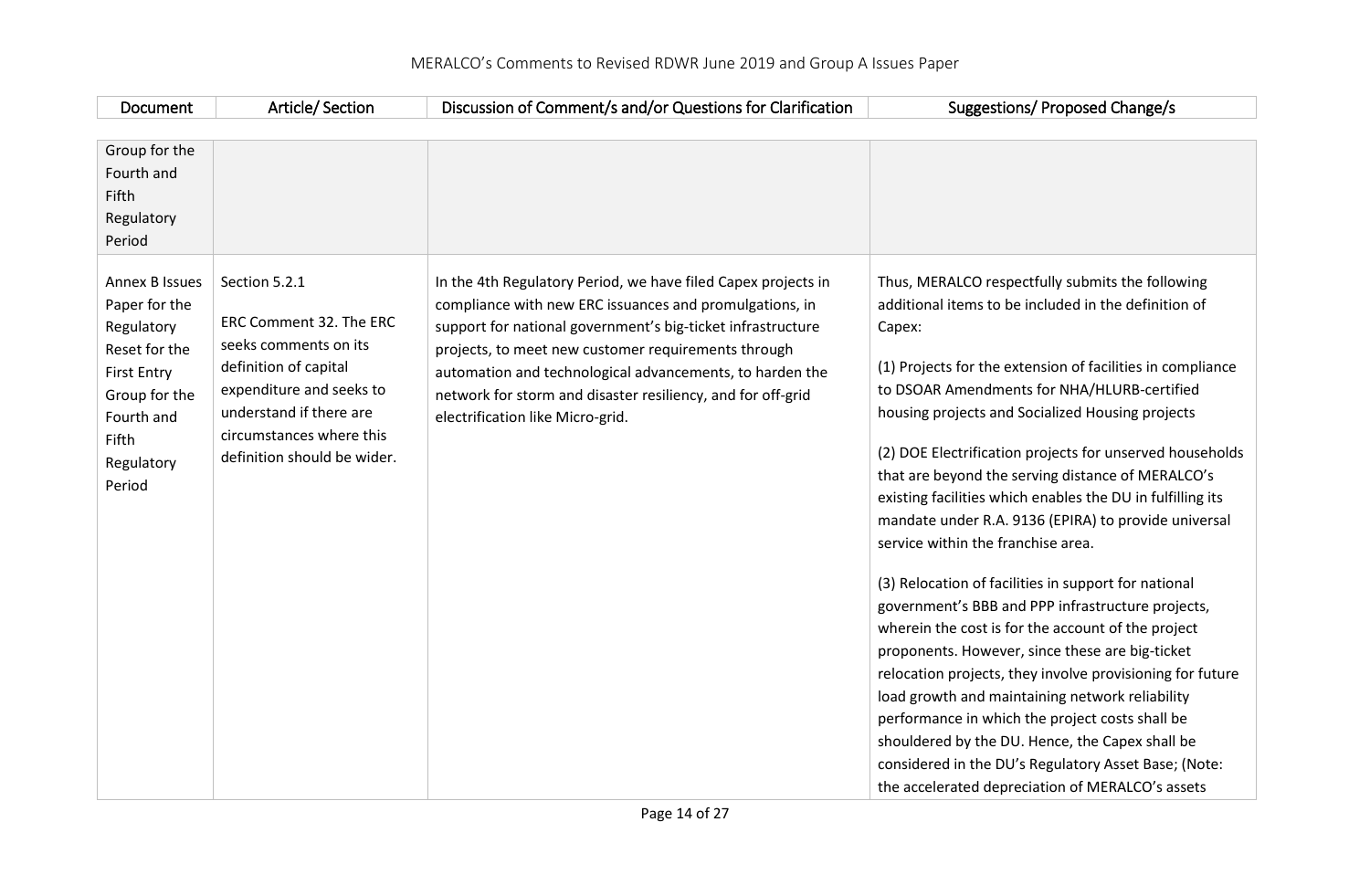| Document | Article/ Section | Discussion of Comment/s and/or Questions for Clarification | Suggestions/ Proposed Change/s |
|---|---|---|---|
| Group for the Fourth and Fifth Regulatory Period | | | |
| Annex B Issues Paper for the Regulatory Reset for the First Entry Group for the Fourth and Fifth Regulatory Period | Section 5.2.1<br><br>ERC Comment 32. The ERC seeks comments on its definition of capital expenditure and seeks to understand if there are circumstances where this definition should be wider. | In the 4th Regulatory Period, we have filed Capex projects in compliance with new ERC issuances and promulgations, in support for national government's big-ticket infrastructure projects, to meet new customer requirements through automation and technological advancements, to harden the network for storm and disaster resiliency, and for off-grid electrification like Micro-grid. | Thus, MERALCO respectfully submits the following additional items to be included in the definition of Capex:<br><br>(1) Projects for the extension of facilities in compliance to DSOAR Amendments for NHA/HLURB-certified housing projects and Socialized Housing projects<br><br>(2) DOE Electrification projects for unserved households that are beyond the serving distance of MERALCO's existing facilities which enables the DU in fulfilling its mandate under R.A. 9136 (EPIRA) to provide universal service within the franchise area.<br><br>(3) Relocation of facilities in support for national government's BBB and PPP infrastructure projects, wherein the cost is for the account of the project proponents. However, since these are big-ticket relocation projects, they involve provisioning for future load growth and maintaining network reliability performance in which the project costs shall be shouldered by the DU. Hence, the Capex shall be considered in the DU's Regulatory Asset Base; (Note: the accelerated depreciation of MERALCO's assets |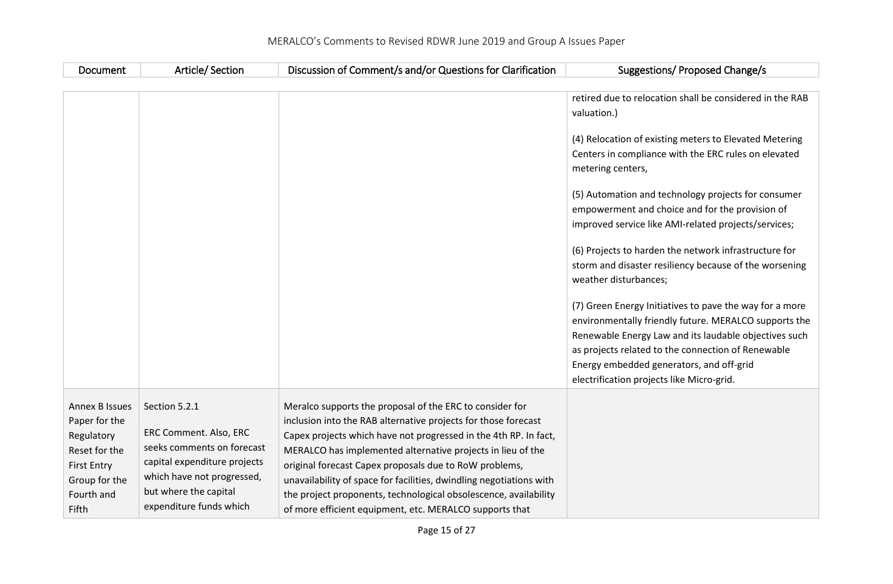| Document | Article/ Section | Discussion of Comment/s and/or Questions for Clarification | Suggestions/ Proposed Change/s |
| --- | --- | --- | --- |
| | | | retired due to relocation shall be considered in the RAB valuation.)<br><br>(4) Relocation of existing meters to Elevated Metering Centers in compliance with the ERC rules on elevated metering centers,<br><br>(5) Automation and technology projects for consumer empowerment and choice and for the provision of improved service like AMI-related projects/services;<br><br>(6) Projects to harden the network infrastructure for storm and disaster resiliency because of the worsening weather disturbances;<br><br>(7) Green Energy Initiatives to pave the way for a more environmentally friendly future. MERALCO supports the Renewable Energy Law and its laudable objectives such as projects related to the connection of Renewable Energy embedded generators, and off-grid electrification projects like Micro-grid. |
| Annex B Issues Paper for the Regulatory Reset for the First Entry Group for the Fourth and Fifth | Section 5.2.1<br><br>ERC Comment. Also, ERC seeks comments on forecast capital expenditure projects which have not progressed, but where the capital expenditure funds which | Meralco supports the proposal of the ERC to consider for inclusion into the RAB alternative projects for those forecast Capex projects which have not progressed in the 4th RP. In fact, MERALCO has implemented alternative projects in lieu of the original forecast Capex proposals due to RoW problems, unavailability of space for facilities, dwindling negotiations with the project proponents, technological obsolescence, availability of more efficient equipment, etc. MERALCO supports that | |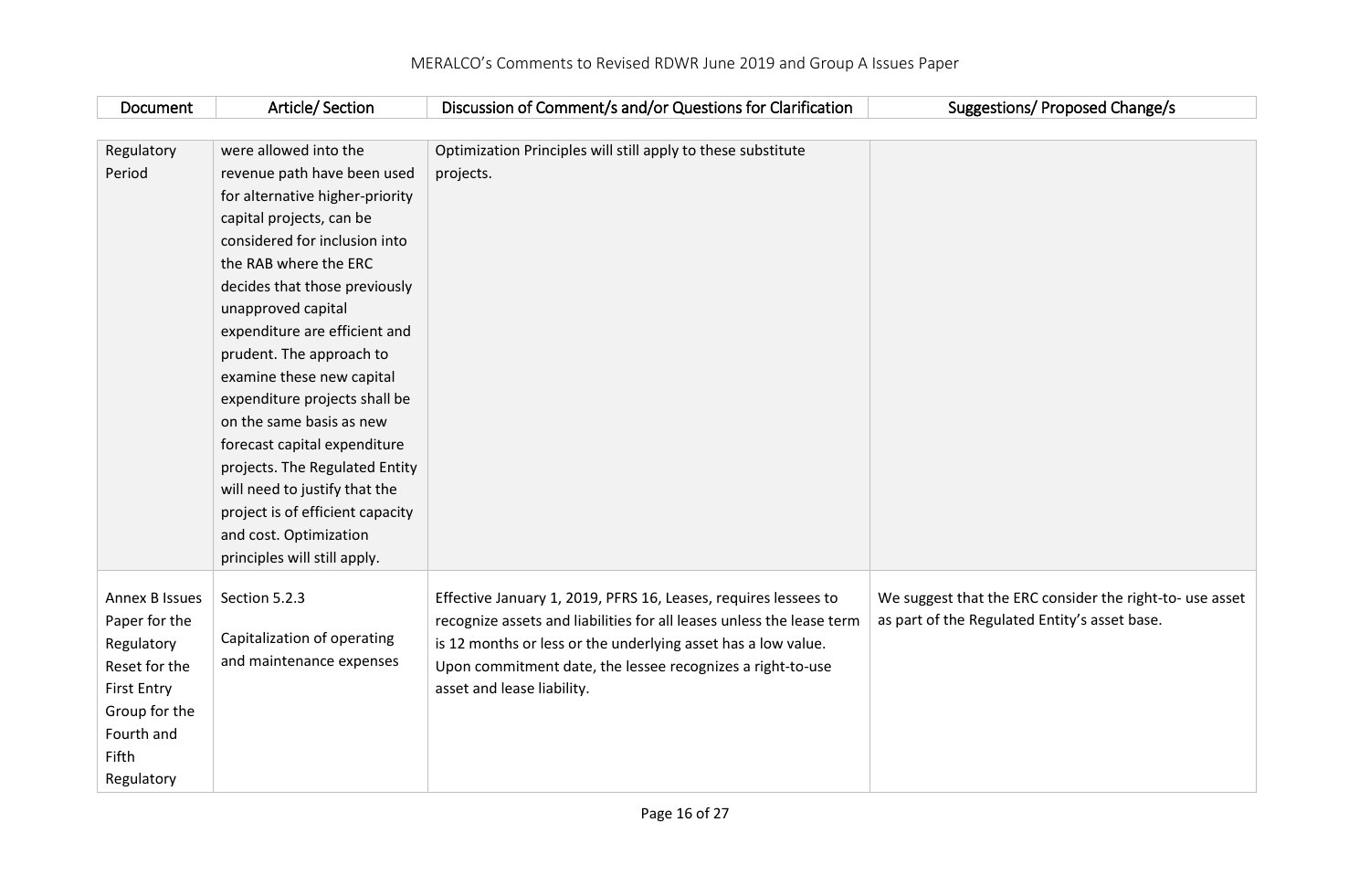| Document | Article/ Section | Discussion of Comment/s and/or Questions for Clarification | Suggestions/ Proposed Change/s |
|---|---|---|---|
| Regulatory Period | were allowed into the revenue path have been used for alternative higher-priority capital projects, can be considered for inclusion into the RAB where the ERC decides that those previously unapproved capital expenditure are efficient and prudent. The approach to examine these new capital expenditure projects shall be on the same basis as new forecast capital expenditure projects. The Regulated Entity will need to justify that the project is of efficient capacity and cost. Optimization principles will still apply. | Optimization Principles will still apply to these substitute projects. | |
| Annex B Issues Paper for the Regulatory Reset for the First Entry Group for the Fourth and Fifth Regulatory | Section 5.2.3<br><br>Capitalization of operating and maintenance expenses | Effective January 1, 2019, PFRS 16, Leases, requires lessees to recognize assets and liabilities for all leases unless the lease term is 12 months or less or the underlying asset has a low value. Upon commitment date, the lessee recognizes a right-to-use asset and lease liability. | We suggest that the ERC consider the right-to- use asset as part of the Regulated Entity's asset base. |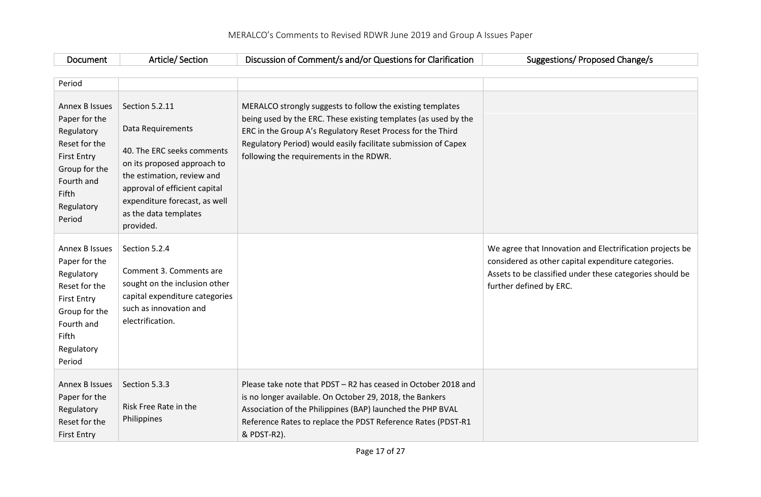| Document | Article/ Section | Discussion of Comment/s and/or Questions for Clarification | Suggestions/ Proposed Change/s |
|---|---|---|---|
| Period | | | |
| Annex B Issues Paper for the Regulatory Reset for the First Entry Group for the Fourth and Fifth Regulatory Period | Section 5.2.11<br><br>Data Requirements<br><br>40. The ERC seeks comments on its proposed approach to the estimation, review and approval of efficient capital expenditure forecast, as well as the data templates provided. | MERALCO strongly suggests to follow the existing templates being used by the ERC. These existing templates (as used by the ERC in the Group A's Regulatory Reset Process for the Third Regulatory Period) would easily facilitate submission of Capex following the requirements in the RDWR. | |
| Annex B Issues Paper for the Regulatory Reset for the First Entry Group for the Fourth and Fifth Regulatory Period | Section 5.2.4<br><br>Comment 3. Comments are sought on the inclusion other capital expenditure categories such as innovation and electrification. | | We agree that Innovation and Electrification projects be considered as other capital expenditure categories. Assets to be classified under these categories should be further defined by ERC. |
| Annex B Issues Paper for the Regulatory Reset for the First Entry | Section 5.3.3<br><br>Risk Free Rate in the Philippines | Please take note that PDST – R2 has ceased in October 2018 and is no longer available. On October 29, 2018, the Bankers Association of the Philippines (BAP) launched the PHP BVAL Reference Rates to replace the PDST Reference Rates (PDST-R1 & PDST-R2). | |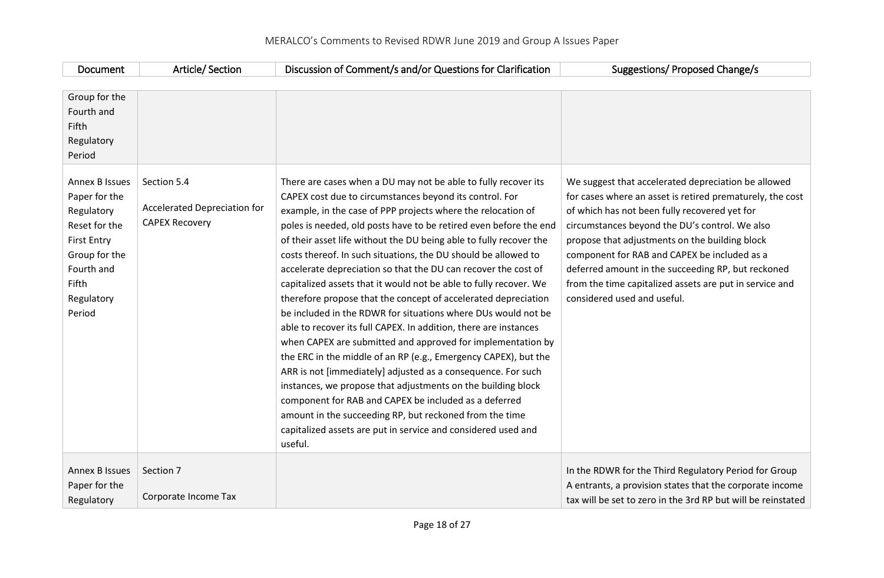| Document | Article/ Section | Discussion of Comment/s and/or Questions for Clarification | Suggestions/ Proposed Change/s |
|---|---|---|---|
| Group for the Fourth and Fifth Regulatory Period | | | |
| Annex B Issues Paper for the Regulatory Reset for the First Entry Group for the Fourth and Fifth Regulatory Period | Section 5.4<br><br>Accelerated Depreciation for CAPEX Recovery | There are cases when a DU may not be able to fully recover its CAPEX cost due to circumstances beyond its control. For example, in the case of PPP projects where the relocation of poles is needed, old posts have to be retired even before the end of their asset life without the DU being able to fully recover the costs thereof. In such situations, the DU should be allowed to accelerate depreciation so that the DU can recover the cost of capitalized assets that it would not be able to fully recover. We therefore propose that the concept of accelerated depreciation be included in the RDWR for situations where DUs would not be able to recover its full CAPEX. In addition, there are instances when CAPEX are submitted and approved for implementation by the ERC in the middle of an RP (e.g., Emergency CAPEX), but the ARR is not [immediately] adjusted as a consequence. For such instances, we propose that adjustments on the building block component for RAB and CAPEX be included as a deferred amount in the succeeding RP, but reckoned from the time capitalized assets are put in service and considered used and useful. | We suggest that accelerated depreciation be allowed for cases where an asset is retired prematurely, the cost of which has not been fully recovered yet for circumstances beyond the DU's control. We also propose that adjustments on the building block component for RAB and CAPEX be included as a deferred amount in the succeeding RP, but reckoned from the time capitalized assets are put in service and considered used and useful. |
| Annex B Issues Paper for the Regulatory | Section 7<br><br>Corporate Income Tax | | In the RDWR for the Third Regulatory Period for Group A entrants, a provision states that the corporate income tax will be set to zero in the 3rd RP but will be reinstated |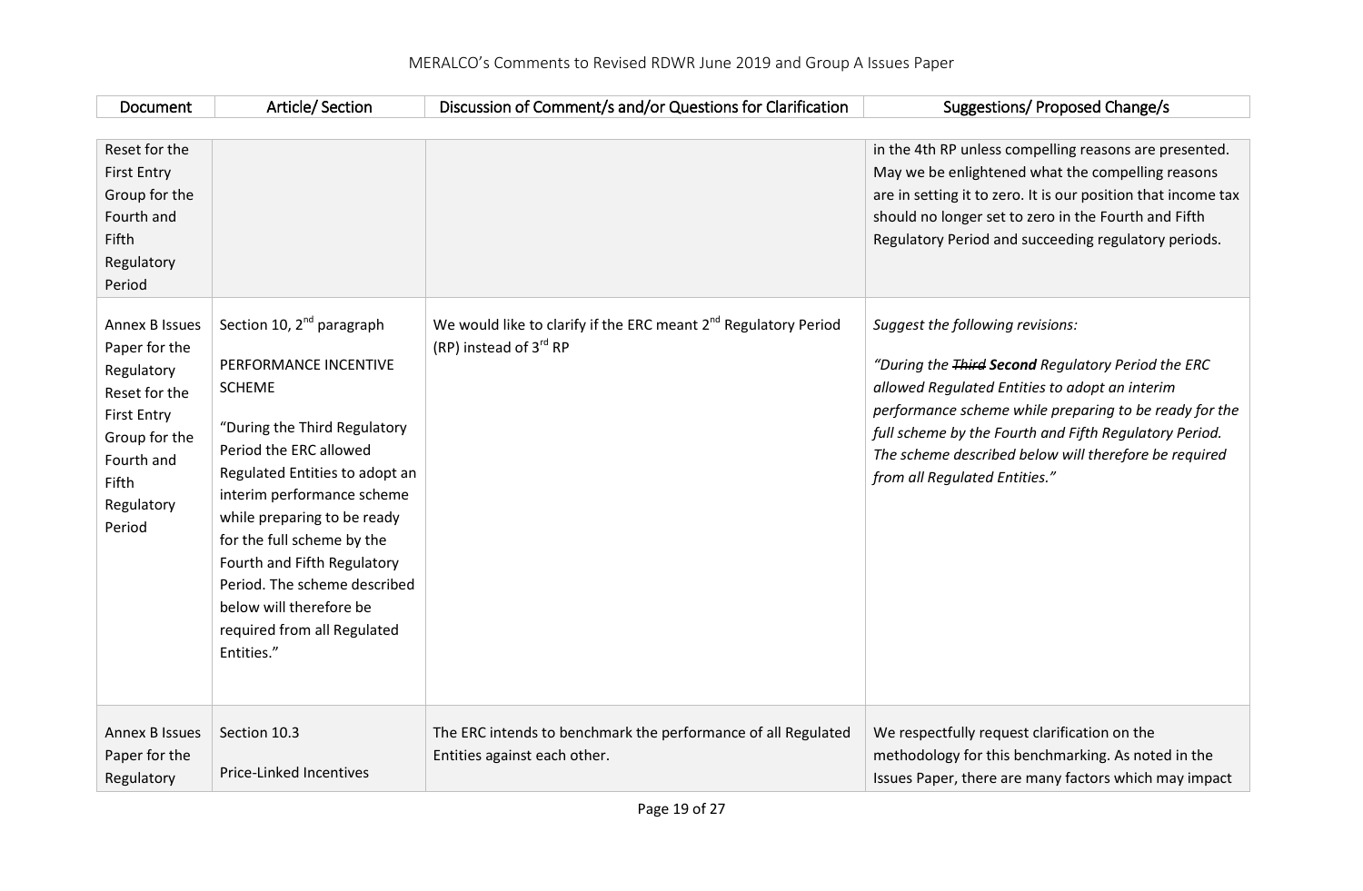| Document | Article/ Section | Discussion of Comment/s and/or Questions for Clarification | Suggestions/ Proposed Change/s |
|---|---|---|---|
| Reset for the First Entry Group for the Fourth and Fifth Regulatory Period | | | in the 4th RP unless compelling reasons are presented. May we be enlightened what the compelling reasons are in setting it to zero. It is our position that income tax should no longer set to zero in the Fourth and Fifth Regulatory Period and succeeding regulatory periods. |
| Annex B Issues Paper for the Regulatory Reset for the First Entry Group for the Fourth and Fifth Regulatory Period | Section 10, 2nd paragraph<br><br>PERFORMANCE INCENTIVE SCHEME<br><br>"During the Third Regulatory Period the ERC allowed Regulated Entities to adopt an interim performance scheme while preparing to be ready for the full scheme by the Fourth and Fifth Regulatory Period. The scheme described below will therefore be required from all Regulated Entities." | We would like to clarify if the ERC meant 2nd Regulatory Period (RP) instead of 3rd RP | *Suggest the following revisions:*<br><br>*"During the ~~Third~~ **Second** Regulatory Period the ERC allowed Regulated Entities to adopt an interim performance scheme while preparing to be ready for the full scheme by the Fourth and Fifth Regulatory Period. The scheme described below will therefore be required from all Regulated Entities."* |
| Annex B Issues Paper for the Regulatory | Section 10.3<br><br>Price-Linked Incentives | The ERC intends to benchmark the performance of all Regulated Entities against each other. | We respectfully request clarification on the methodology for this benchmarking. As noted in the Issues Paper, there are many factors which may impact |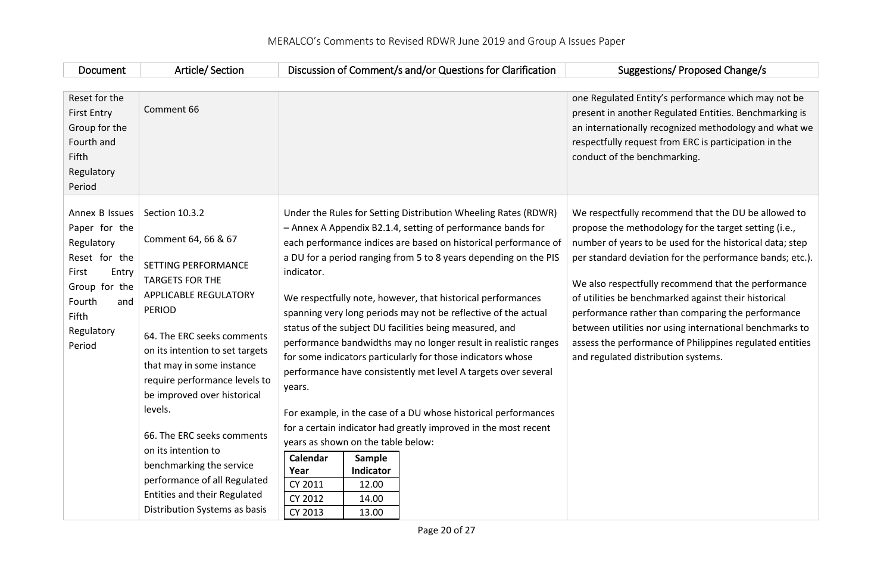| Document | Article/ Section | Discussion of Comment/s and/or Questions for Clarification | Suggestions/ Proposed Change/s |
|---|---|---|---|
| Reset for the First Entry Group for the Fourth and Fifth Regulatory Period | Comment 66 | | one Regulated Entity's performance which may not be present in another Regulated Entities. Benchmarking is an internationally recognized methodology and what we respectfully request from ERC is participation in the conduct of the benchmarking. |
| Annex B Issues Paper for the Regulatory Reset for the First Entry Group for the Fourth and Fifth Regulatory Period | Section 10.3.2<br><br>Comment 64, 66 & 67<br><br>SETTING PERFORMANCE TARGETS FOR THE APPLICABLE REGULATORY PERIOD<br><br>64. The ERC seeks comments on its intention to set targets that may in some instance require performance levels to be improved over historical levels.<br><br>66. The ERC seeks comments on its intention to benchmarking the service performance of all Regulated Entities and their Regulated Distribution Systems as basis | Under the Rules for Setting Distribution Wheeling Rates (RDWR) – Annex A Appendix B2.1.4, setting of performance bands for each performance indices are based on historical performance of a DU for a period ranging from 5 to 8 years depending on the PIS indicator.<br><br>We respectfully note, however, that historical performances spanning very long periods may not be reflective of the actual status of the subject DU facilities being measured, and performance bandwidths may no longer result in realistic ranges for some indicators particularly for those indicators whose performance have consistently met level A targets over several years.<br><br>For example, in the case of a DU whose historical performances for a certain indicator had greatly improved in the most recent years as shown on the table below:<br><br>**Calendar Year** – **Sample Indicator**<br>CY 2011 – 12.00<br>CY 2012 – 14.00<br>CY 2013 – 13.00 | We respectfully recommend that the DU be allowed to propose the methodology for the target setting (i.e., number of years to be used for the historical data; step per standard deviation for the performance bands; etc.).<br><br>We also respectfully recommend that the performance of utilities be benchmarked against their historical performance rather than comparing the performance between utilities nor using international benchmarks to assess the performance of Philippines regulated entities and regulated distribution systems. |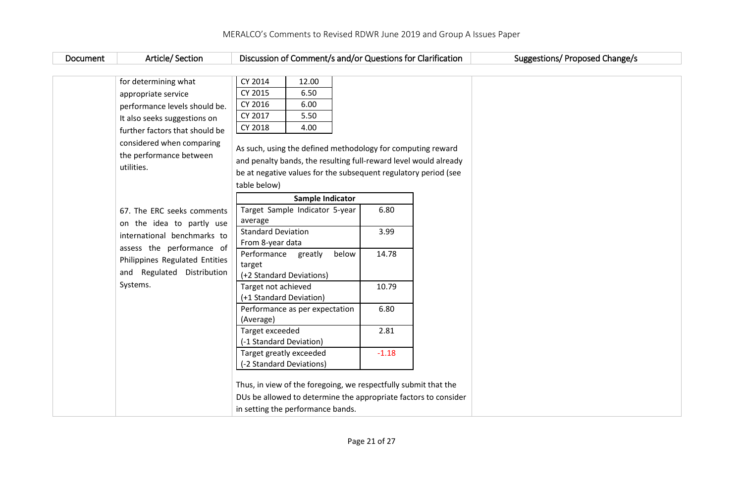| Document | Article/ Section | Discussion of Comment/s and/or Questions for Clarification | Suggestions/ Proposed Change/s |
|---|---|---|---|
| | for determining what appropriate service performance levels should be. It also seeks suggestions on further factors that should be considered when comparing the performance between utilities.<br><br>67. The ERC seeks comments on the idea to partly use international benchmarks to assess the performance of Philippines Regulated Entities and Regulated Distribution Systems. | CY 2014 — 12.00<br>CY 2015 — 6.50<br>CY 2016 — 6.00<br>CY 2017 — 5.50<br>CY 2018 — 4.00<br><br>As such, using the defined methodology for computing reward and penalty bands, the resulting full-reward level would already be at negative values for the subsequent regulatory period (see table below)<br><br>**Sample Indicator**<br>Target Sample Indicator 5-year average — 6.80<br>Standard Deviation From 8-year data — 3.99<br>Performance greatly below target (+2 Standard Deviations) — 14.78<br>Target not achieved (+1 Standard Deviation) — 10.79<br>Performance as per expectation (Average) — 6.80<br>Target exceeded (-1 Standard Deviation) — 2.81<br>Target greatly exceeded (-2 Standard Deviations) — -1.18<br><br>Thus, in view of the foregoing, we respectfully submit that the DUs be allowed to determine the appropriate factors to consider in setting the performance bands. | |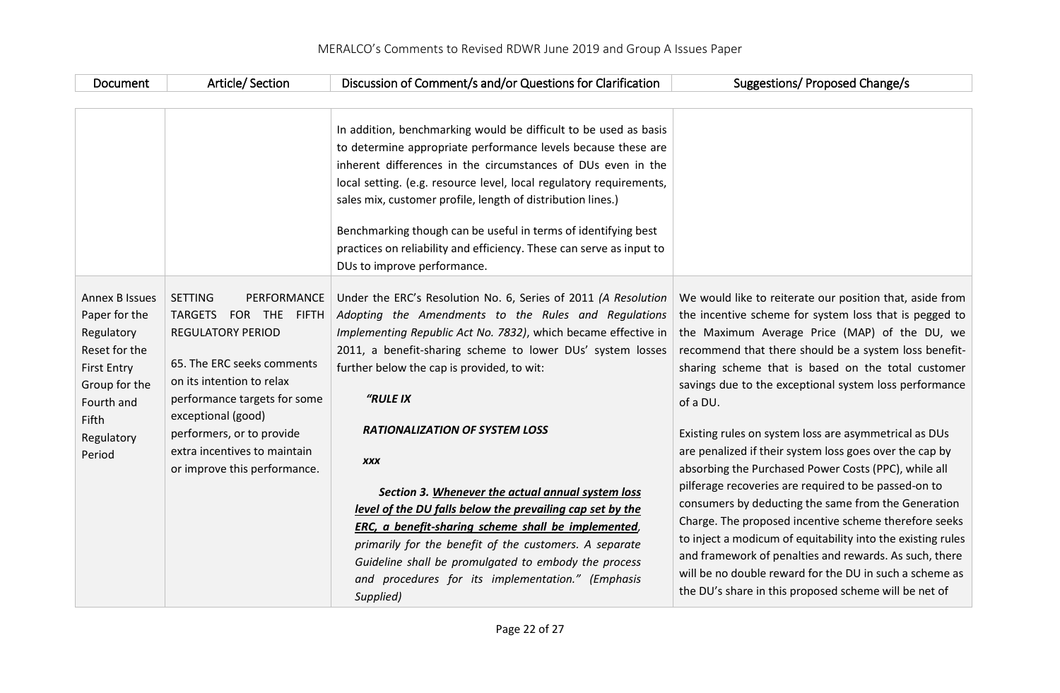| Document | Article/ Section | Discussion of Comment/s and/or Questions for Clarification | Suggestions/ Proposed Change/s |
|---|---|---|---|
| | | In addition, benchmarking would be difficult to be used as basis to determine appropriate performance levels because these are inherent differences in the circumstances of DUs even in the local setting. (e.g. resource level, local regulatory requirements, sales mix, customer profile, length of distribution lines.)<br><br>Benchmarking though can be useful in terms of identifying best practices on reliability and efficiency. These can serve as input to DUs to improve performance. | |
| Annex B Issues Paper for the Regulatory Reset for the First Entry Group for the Fourth and Fifth Regulatory Period | SETTING PERFORMANCE TARGETS FOR THE FIFTH REGULATORY PERIOD<br><br>65. The ERC seeks comments on its intention to relax performance targets for some exceptional (good) performers, or to provide extra incentives to maintain or improve this performance. | Under the ERC's Resolution No. 6, Series of 2011 *(A Resolution Adopting the Amendments to the Rules and Regulations Implementing Republic Act No. 7832)*, which became effective in 2011, a benefit-sharing scheme to lower DUs' system losses further below the cap is provided, to wit:<br><br>***"RULE IX***<br><br>***RATIONALIZATION OF SYSTEM LOSS***<br><br>***xxx***<br><br>***Section 3. <u>Whenever the actual annual system loss level of the DU falls below the prevailing cap set by the ERC, a benefit-sharing scheme shall be implemented</u>,*** *primarily for the benefit of the customers. A separate Guideline shall be promulgated to embody the process and procedures for its implementation." (Emphasis Supplied)* | We would like to reiterate our position that, aside from the incentive scheme for system loss that is pegged to the Maximum Average Price (MAP) of the DU, we recommend that there should be a system loss benefit-sharing scheme that is based on the total customer savings due to the exceptional system loss performance of a DU.<br><br>Existing rules on system loss are asymmetrical as DUs are penalized if their system loss goes over the cap by absorbing the Purchased Power Costs (PPC), while all pilferage recoveries are required to be passed-on to consumers by deducting the same from the Generation Charge. The proposed incentive scheme therefore seeks to inject a modicum of equitability into the existing rules and framework of penalties and rewards. As such, there will be no double reward for the DU in such a scheme as the DU's share in this proposed scheme will be net of |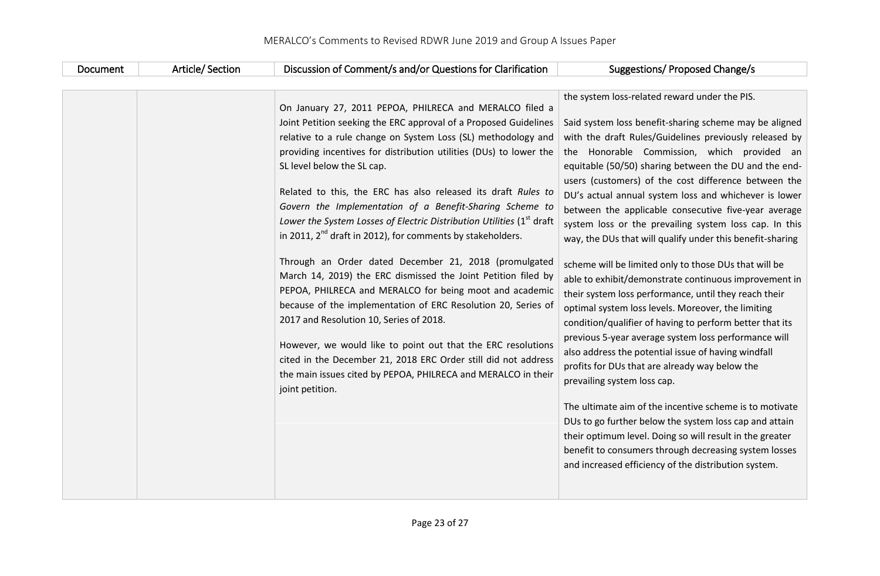| Document | Article/ Section | Discussion of Comment/s and/or Questions for Clarification | Suggestions/ Proposed Change/s |
|---|---|---|---|
| | | On January 27, 2011 PEPOA, PHILRECA and MERALCO filed a Joint Petition seeking the ERC approval of a Proposed Guidelines relative to a rule change on System Loss (SL) methodology and providing incentives for distribution utilities (DUs) to lower the SL level below the SL cap.<br><br>Related to this, the ERC has also released its draft *Rules to Govern the Implementation of a Benefit-Sharing Scheme to Lower the System Losses of Electric Distribution Utilities* (1st draft in 2011, 2nd draft in 2012), for comments by stakeholders.<br><br>Through an Order dated December 21, 2018 (promulgated March 14, 2019) the ERC dismissed the Joint Petition filed by PEPOA, PHILRECA and MERALCO for being moot and academic because of the implementation of ERC Resolution 20, Series of 2017 and Resolution 10, Series of 2018.<br><br>However, we would like to point out that the ERC resolutions cited in the December 21, 2018 ERC Order still did not address the main issues cited by PEPOA, PHILRECA and MERALCO in their joint petition. | the system loss-related reward under the PIS.<br><br>Said system loss benefit-sharing scheme may be aligned with the draft Rules/Guidelines previously released by the Honorable Commission, which provided an equitable (50/50) sharing between the DU and the end-users (customers) of the cost difference between the DU's actual annual system loss and whichever is lower between the applicable consecutive five-year average system loss or the prevailing system loss cap. In this way, the DUs that will qualify under this benefit-sharing scheme will be limited only to those DUs that will be able to exhibit/demonstrate continuous improvement in their system loss performance, until they reach their optimal system loss levels. Moreover, the limiting condition/qualifier of having to perform better that its previous 5-year average system loss performance will also address the potential issue of having windfall profits for DUs that are already way below the prevailing system loss cap.<br><br>The ultimate aim of the incentive scheme is to motivate DUs to go further below the system loss cap and attain their optimum level. Doing so will result in the greater benefit to consumers through decreasing system losses and increased efficiency of the distribution system. |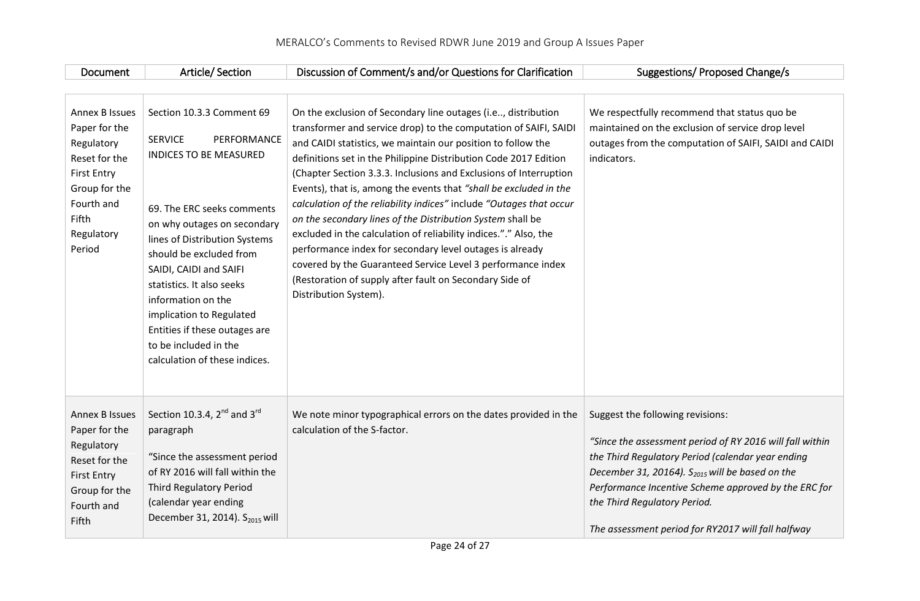| Document | Article/ Section | Discussion of Comment/s and/or Questions for Clarification | Suggestions/ Proposed Change/s |
|---|---|---|---|
| Annex B Issues Paper for the Regulatory Reset for the First Entry Group for the Fourth and Fifth Regulatory Period | Section 10.3.3 Comment 69<br><br>SERVICE PERFORMANCE INDICES TO BE MEASURED<br><br>69. The ERC seeks comments on why outages on secondary lines of Distribution Systems should be excluded from SAIDI, CAIDI and SAIFI statistics. It also seeks information on the implication to Regulated Entities if these outages are to be included in the calculation of these indices. | On the exclusion of Secondary line outages (i.e.., distribution transformer and service drop) to the computation of SAIFI, SAIDI and CAIDI statistics, we maintain our position to follow the definitions set in the Philippine Distribution Code 2017 Edition (Chapter Section 3.3.3. Inclusions and Exclusions of Interruption Events), that is, among the events that *"shall be excluded in the calculation of the reliability indices"* include *"Outages that occur on the secondary lines of the Distribution System* shall be excluded in the calculation of reliability indices."." Also, the performance index for secondary level outages is already covered by the Guaranteed Service Level 3 performance index (Restoration of supply after fault on Secondary Side of Distribution System). | We respectfully recommend that status quo be maintained on the exclusion of service drop level outages from the computation of SAIFI, SAIDI and CAIDI indicators. |
| Annex B Issues Paper for the Regulatory Reset for the First Entry Group for the Fourth and Fifth | Section 10.3.4, 2nd and 3rd paragraph<br><br>"Since the assessment period of RY 2016 will fall within the Third Regulatory Period (calendar year ending December 31, 2014). $S_{2015}$ will | We note minor typographical errors on the dates provided in the calculation of the S-factor. | Suggest the following revisions:<br><br>*"Since the assessment period of RY 2016 will fall within the Third Regulatory Period (calendar year ending December 31, 20164). $S_{2015}$ will be based on the Performance Incentive Scheme approved by the ERC for the Third Regulatory Period.*<br><br>*The assessment period for RY2017 will fall halfway* |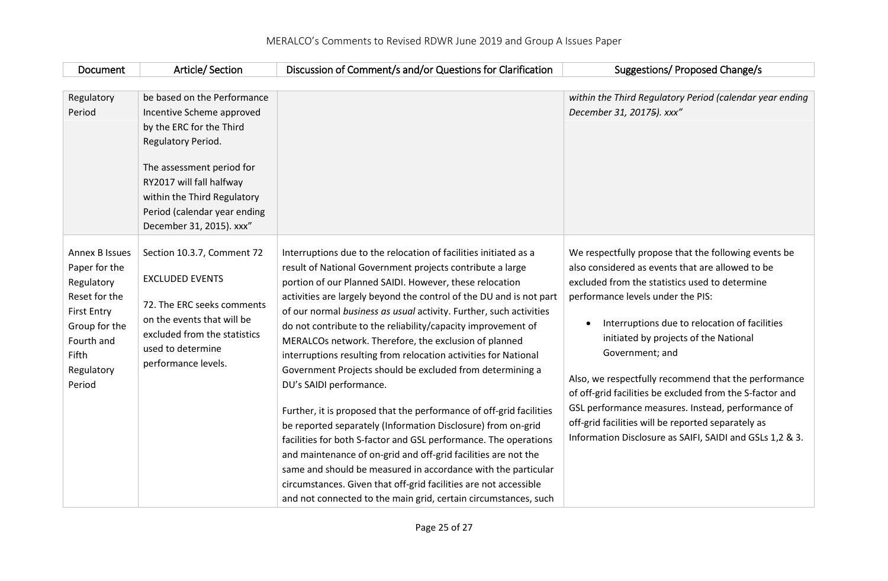| Document | Article/ Section | Discussion of Comment/s and/or Questions for Clarification | Suggestions/ Proposed Change/s |
|---|---|---|---|
| Regulatory Period | be based on the Performance Incentive Scheme approved by the ERC for the Third Regulatory Period.<br><br>The assessment period for RY2017 will fall halfway within the Third Regulatory Period (calendar year ending December 31, 2015). xxx" | | *within the Third Regulatory Period (calendar year ending December 31, 2017~~5~~). xxx"* |
| Annex B Issues Paper for the Regulatory Reset for the First Entry Group for the Fourth and Fifth Regulatory Period | Section 10.3.7, Comment 72<br><br>EXCLUDED EVENTS<br><br>72. The ERC seeks comments on the events that will be excluded from the statistics used to determine performance levels. | Interruptions due to the relocation of facilities initiated as a result of National Government projects contribute a large portion of our Planned SAIDI. However, these relocation activities are largely beyond the control of the DU and is not part of our normal *business as usual* activity. Further, such activities do not contribute to the reliability/capacity improvement of MERALCOs network. Therefore, the exclusion of planned interruptions resulting from relocation activities for National Government Projects should be excluded from determining a DU's SAIDI performance.<br><br>Further, it is proposed that the performance of off-grid facilities be reported separately (Information Disclosure) from on-grid facilities for both S-factor and GSL performance. The operations and maintenance of on-grid and off-grid facilities are not the same and should be measured in accordance with the particular circumstances. Given that off-grid facilities are not accessible and not connected to the main grid, certain circumstances, such | We respectfully propose that the following events be also considered as events that are allowed to be excluded from the statistics used to determine performance levels under the PIS:<br><br>• Interruptions due to relocation of facilities initiated by projects of the National Government; and<br><br>Also, we respectfully recommend that the performance of off-grid facilities be excluded from the S-factor and GSL performance measures. Instead, performance of off-grid facilities will be reported separately as Information Disclosure as SAIFI, SAIDI and GSLs 1,2 & 3. |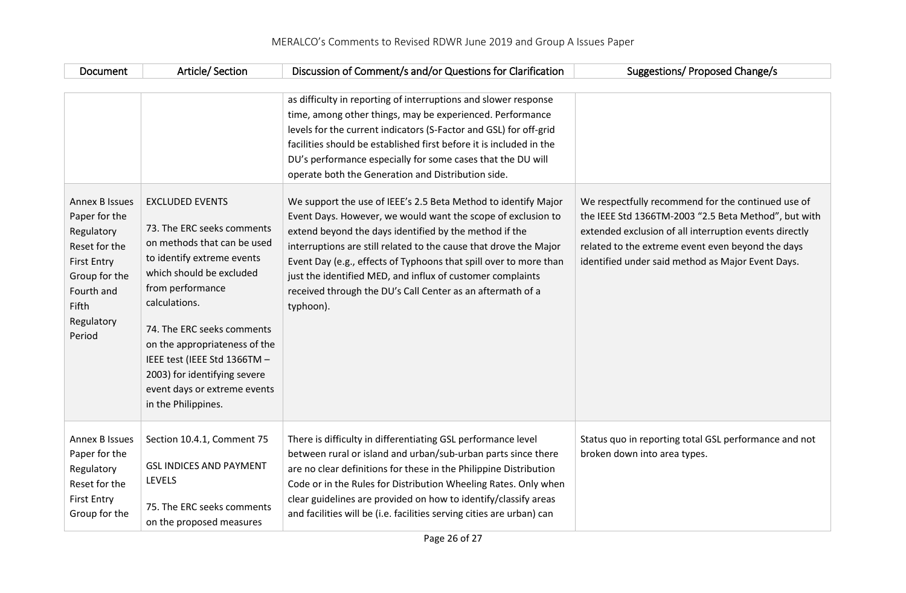| Document | Article/ Section | Discussion of Comment/s and/or Questions for Clarification | Suggestions/ Proposed Change/s |
|---|---|---|---|
| | | as difficulty in reporting of interruptions and slower response time, among other things, may be experienced. Performance levels for the current indicators (S-Factor and GSL) for off-grid facilities should be established first before it is included in the DU's performance especially for some cases that the DU will operate both the Generation and Distribution side. | |
| Annex B Issues Paper for the Regulatory Reset for the First Entry Group for the Fourth and Fifth Regulatory Period | EXCLUDED EVENTS<br><br>73. The ERC seeks comments on methods that can be used to identify extreme events which should be excluded from performance calculations.<br><br>74. The ERC seeks comments on the appropriateness of the IEEE test (IEEE Std 1366TM – 2003) for identifying severe event days or extreme events in the Philippines. | We support the use of IEEE's 2.5 Beta Method to identify Major Event Days. However, we would want the scope of exclusion to extend beyond the days identified by the method if the interruptions are still related to the cause that drove the Major Event Day (e.g., effects of Typhoons that spill over to more than just the identified MED, and influx of customer complaints received through the DU's Call Center as an aftermath of a typhoon). | We respectfully recommend for the continued use of the IEEE Std 1366TM-2003 "2.5 Beta Method", but with extended exclusion of all interruption events directly related to the extreme event even beyond the days identified under said method as Major Event Days. |
| Annex B Issues Paper for the Regulatory Reset for the First Entry Group for the | Section 10.4.1, Comment 75<br><br>GSL INDICES AND PAYMENT LEVELS<br><br>75. The ERC seeks comments on the proposed measures | There is difficulty in differentiating GSL performance level between rural or island and urban/sub-urban parts since there are no clear definitions for these in the Philippine Distribution Code or in the Rules for Distribution Wheeling Rates. Only when clear guidelines are provided on how to identify/classify areas and facilities will be (i.e. facilities serving cities are urban) can | Status quo in reporting total GSL performance and not broken down into area types. |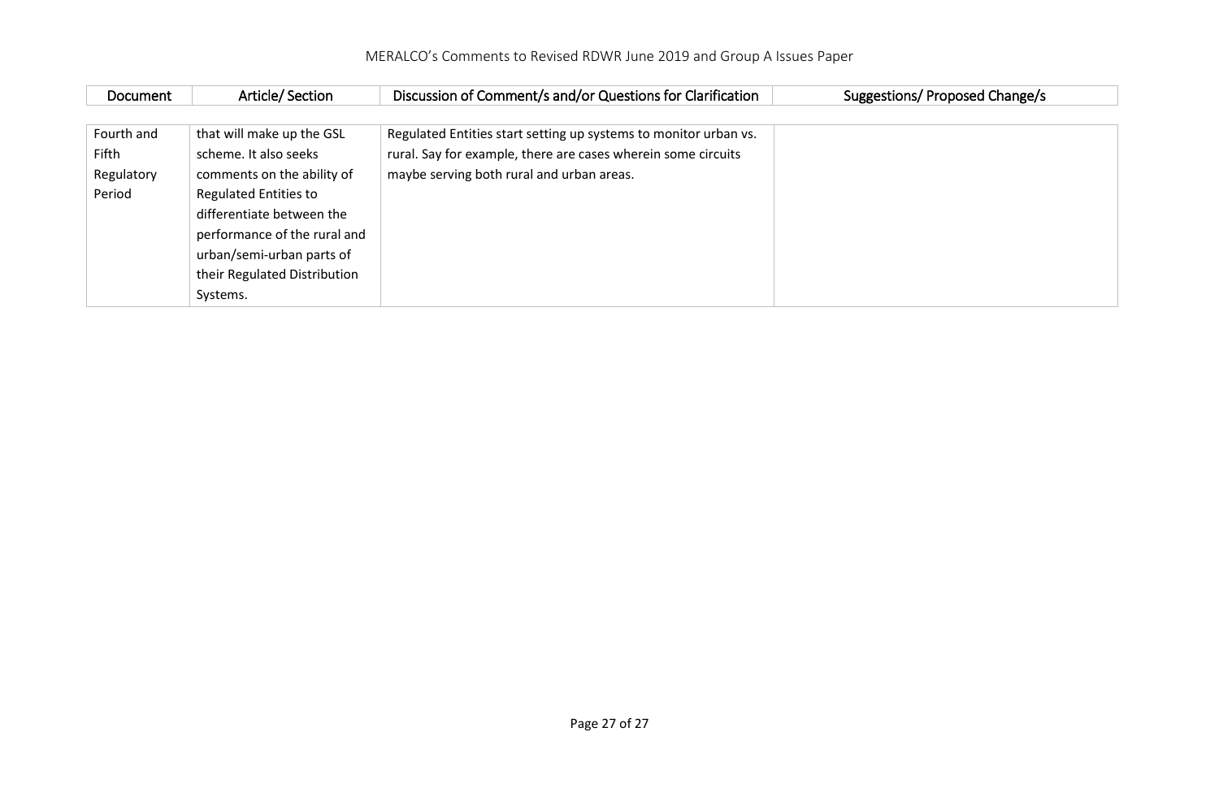| Document | Article/ Section | Discussion of Comment/s and/or Questions for Clarification | Suggestions/ Proposed Change/s |
|---|---|---|---|
| Fourth and Fifth Regulatory Period | that will make up the GSL scheme. It also seeks comments on the ability of Regulated Entities to differentiate between the performance of the rural and urban/semi-urban parts of their Regulated Distribution Systems. | Regulated Entities start setting up systems to monitor urban vs. rural. Say for example, there are cases wherein some circuits maybe serving both rural and urban areas. | |